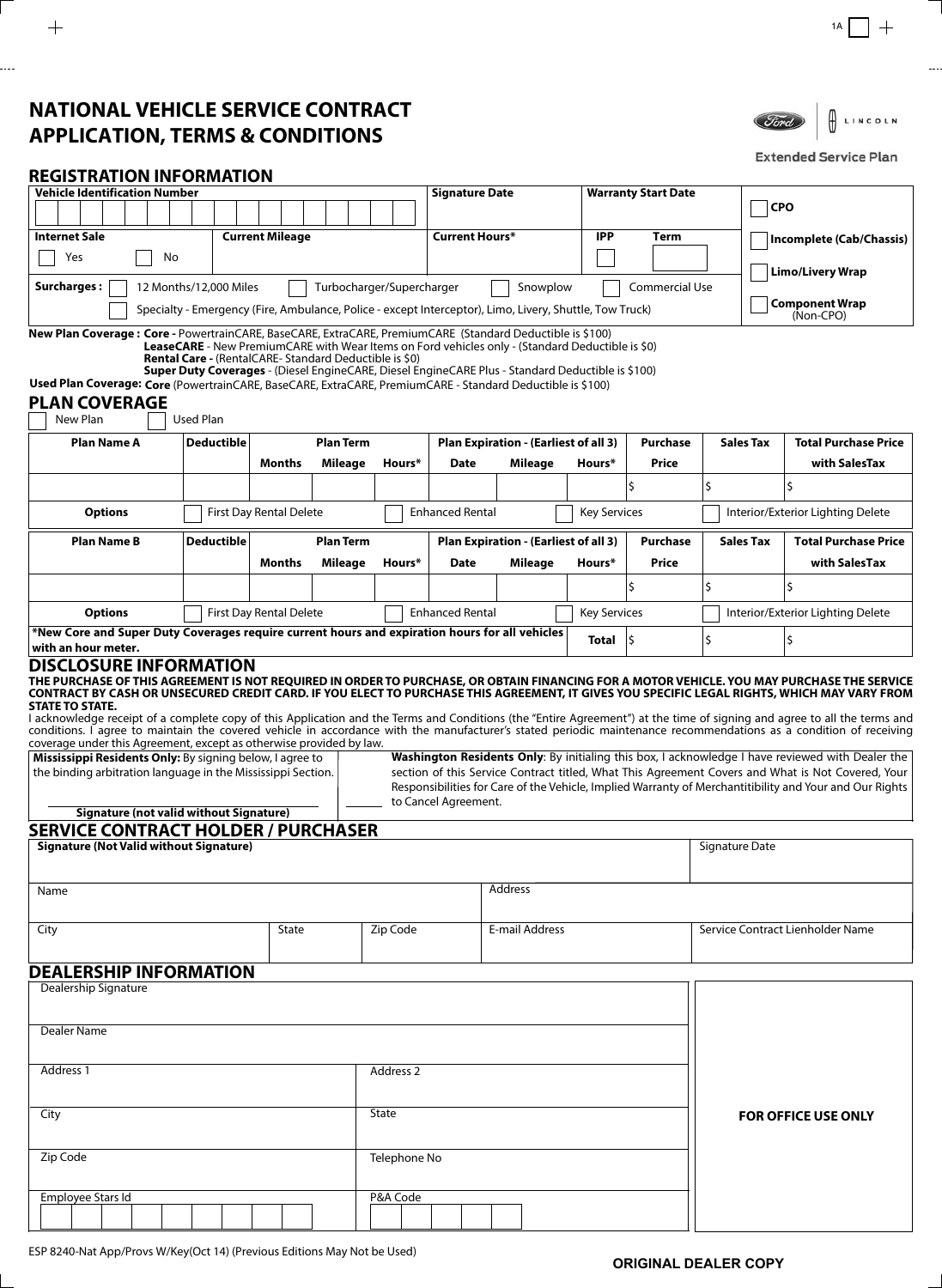# NATIONAL VEHICLE SERVICE CONTRACT APPLICATION, TERMS & CONDITIONS

Extended Service Plan

## REGISTRATION INFORMATION

| Vehicle Identification Number | Signature Date | Warranty Start Date | ☐ CPO |
|---|---|---|---|
| | | | ☐ Incomplete (Cab/Chassis) |
| **Internet Sale** ☐ Yes ☐ No | **Current Mileage** | **Current Hours*** | **IPP** ☐ **Term** |
| | | | ☐ Limo/Livery Wrap |
| **Surcharges:** ☐ 12 Months/12,000 Miles ☐ Turbocharger/Supercharger ☐ Snowplow ☐ Commercial Use | | | ☐ Component Wrap (Non-CPO) |
| ☐ Specialty - Emergency (Fire, Ambulance, Police - except Interceptor), Limo, Livery, Shuttle, Tow Truck) | | | |

**New Plan Coverage : Core -** PowertrainCARE, BaseCARE, ExtraCARE, PremiumCARE (Standard Deductible is $100)
**LeaseCARE** - New PremiumCARE with Wear Items on Ford vehicles only - (Standard Deductible is $0)
**Rental Care -** (RentalCARE- Standard Deductible is $0)
**Super Duty Coverages** - (Diesel EngineCARE, Diesel EngineCARE Plus - Standard Deductible is $100)
**Used Plan Coverage: Core** (PowertrainCARE, BaseCARE, ExtraCARE, PremiumCARE - Standard Deductible is $100)

## PLAN COVERAGE

☐ New Plan ☐ Used Plan

| Plan Name A | Deductible | Plan Term | | | Plan Expiration - (Earliest of all 3) | | | Purchase | Sales Tax | Total Purchase Price |
|---|---|---|---|---|---|---|---|---|---|---|
| | | Months | Mileage | Hours* | Date | Mileage | Hours* | Price | | with SalesTax |
| | | | | | | | | $ | $ | $ |
| **Options** | ☐ First Day Rental Delete | | | ☐ Enhanced Rental | | | ☐ Key Services | | ☐ Interior/Exterior Lighting Delete | |
| **Plan Name B** | **Deductible** | **Plan Term** | | | **Plan Expiration - (Earliest of all 3)** | | | **Purchase** | **Sales Tax** | **Total Purchase Price** |
| | | **Months** | **Mileage** | **Hours*** | **Date** | **Mileage** | **Hours*** | **Price** | | **with SalesTax** |
| | | | | | | | | $ | $ | $ |
| **Options** | ☐ First Day Rental Delete | | | ☐ Enhanced Rental | | | ☐ Key Services | | ☐ Interior/Exterior Lighting Delete | |
| ***New Core and Super Duty Coverages require current hours and expiration hours for all vehicles with an hour meter.** | | | | | | | **Total** | $ | $ | $ |

## DISCLOSURE INFORMATION

**THE PURCHASE OF THIS AGREEMENT IS NOT REQUIRED IN ORDER TO PURCHASE, OR OBTAIN FINANCING FOR A MOTOR VEHICLE. YOU MAY PURCHASE THE SERVICE CONTRACT BY CASH OR UNSECURED CREDIT CARD. IF YOU ELECT TO PURCHASE THIS AGREEMENT, IT GIVES YOU SPECIFIC LEGAL RIGHTS, WHICH MAY VARY FROM STATE TO STATE.**

I acknowledge receipt of a complete copy of this Application and the Terms and Conditions (the "Entire Agreement") at the time of signing and agree to all the terms and conditions. I agree to maintain the covered vehicle in accordance with the manufacturer's stated periodic maintenance recommendations as a condition of receiving coverage under this Agreement, except as otherwise provided by law.

**Mississippi Residents Only:** By signing below, I agree to the binding arbitration language in the Mississippi Section.

**Signature (not valid without Signature)**

______ **Washington Residents Only**: By initialing this box, I acknowledge I have reviewed with Dealer the section of this Service Contract titled, What This Agreement Covers and What is Not Covered, Your Responsibilities for Care of the Vehicle, Implied Warranty of Merchantitibility and Your and Our Rights to Cancel Agreement.

## SERVICE CONTRACT HOLDER / PURCHASER

| Signature (Not Valid without Signature) | | | | Signature Date |
|---|---|---|---|---|
| Name | | | Address | |
| City | State | Zip Code | E-mail Address | Service Contract Lienholder Name |

## DEALERSHIP INFORMATION

| Dealership Signature | | FOR OFFICE USE ONLY |
|---|---|---|
| Dealer Name | | |
| Address 1 | Address 2 | |
| City | State | |
| Zip Code | Telephone No | |
| Employee Stars Id | P&A Code | |

ESP 8240-Nat App/Provs W/Key(Oct 14) (Previous Editions May Not be Used)

ORIGINAL DEALER COPY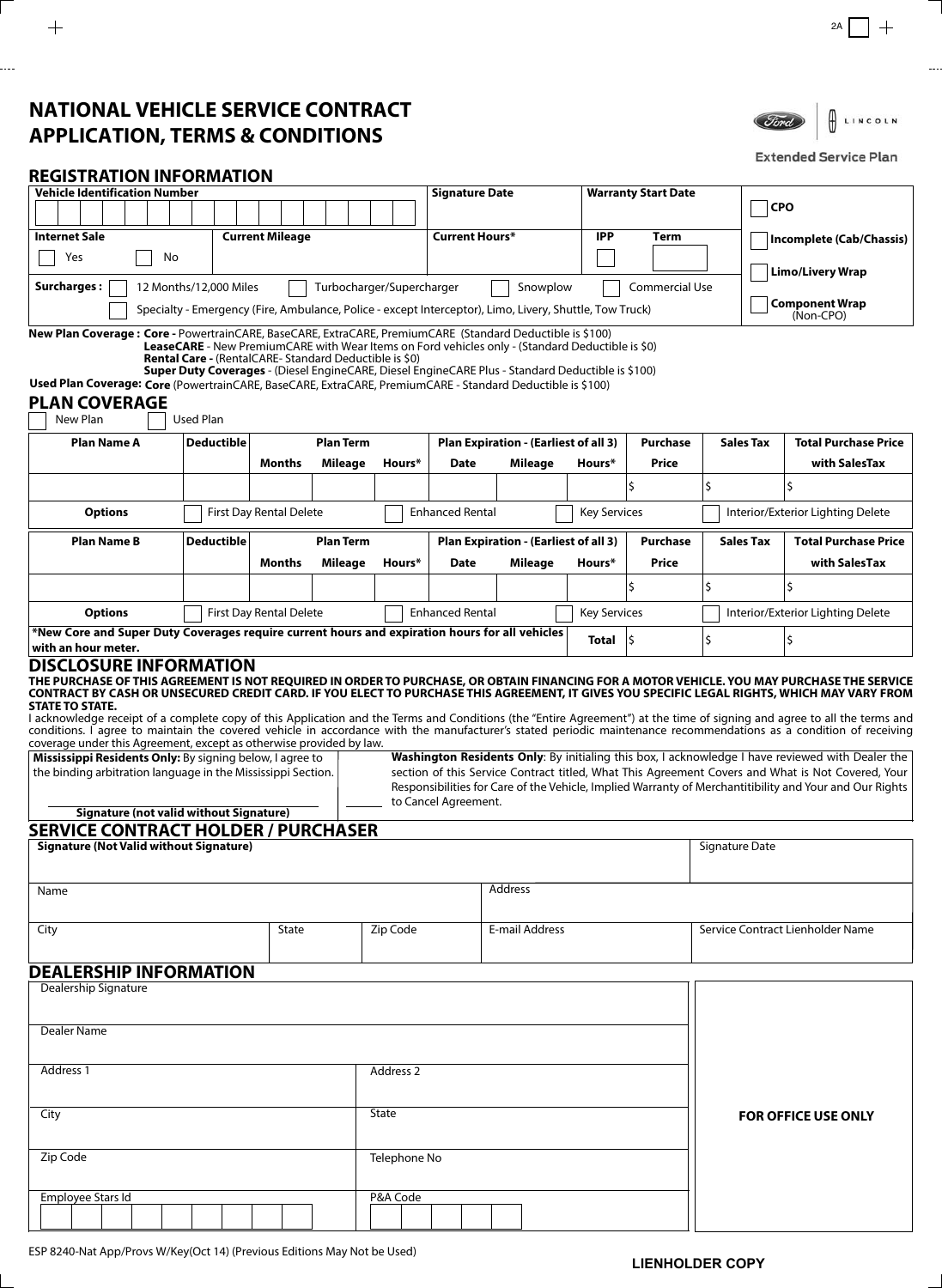# NATIONAL VEHICLE SERVICE CONTRACT APPLICATION, TERMS & CONDITIONS

Ford | LINCOLN

Extended Service Plan

## REGISTRATION INFORMATION

| Vehicle Identification Number | | Signature Date | Warranty Start Date | ☐ CPO |
|---|---|---|---|---|
| **Internet Sale** ☐ Yes ☐ No | **Current Mileage** | **Current Hours*** | **IPP** ☐ **Term** | ☐ Incomplete (Cab/Chassis) |
| **Surcharges :** ☐ 12 Months/12,000 Miles ☐ Turbocharger/Supercharger ☐ Snowplow ☐ Commercial Use | | | | ☐ Limo/Livery Wrap |
| ☐ Specialty - Emergency (Fire, Ambulance, Police - except Interceptor), Limo, Livery, Shuttle, Tow Truck) | | | | ☐ Component Wrap (Non-CPO) |

**New Plan Coverage : Core -** PowertrainCARE, BaseCARE, ExtraCARE, PremiumCARE (Standard Deductible is $100)
**LeaseCARE** - New PremiumCARE with Wear Items on Ford vehicles only - (Standard Deductible is $0)
**Rental Care -** (RentalCARE- Standard Deductible is $0)
**Super Duty Coverages** - (Diesel EngineCARE, Diesel EngineCARE Plus - Standard Deductible is $100)
**Used Plan Coverage: Core** (PowertrainCARE, BaseCARE, ExtraCARE, PremiumCARE - Standard Deductible is $100)

## PLAN COVERAGE

☐ New Plan ☐ Used Plan

| Plan Name A | Deductible | Plan Term | | | Plan Expiration - (Earliest of all 3) | | | Purchase | Sales Tax | Total Purchase Price |
|---|---|---|---|---|---|---|---|---|---|---|
| | | Months | Mileage | Hours* | Date | Mileage | Hours* | Price | | with SalesTax |
| | | | | | | | | $ | $ | $ |
| **Options** | ☐ First Day Rental Delete | | | ☐ Enhanced Rental | | | ☐ Key Services | | ☐ Interior/Exterior Lighting Delete | |
| **Plan Name B** | **Deductible** | **Plan Term** | | | **Plan Expiration - (Earliest of all 3)** | | | **Purchase** | **Sales Tax** | **Total Purchase Price** |
| | | Months | Mileage | Hours* | Date | Mileage | Hours* | Price | | with SalesTax |
| | | | | | | | | $ | $ | $ |
| **Options** | ☐ First Day Rental Delete | | | ☐ Enhanced Rental | | | ☐ Key Services | | ☐ Interior/Exterior Lighting Delete | |
| ***New Core and Super Duty Coverages require current hours and expiration hours for all vehicles with an hour meter.** | | | | | | | **Total** | $ | $ | $ |

## DISCLOSURE INFORMATION

**THE PURCHASE OF THIS AGREEMENT IS NOT REQUIRED IN ORDER TO PURCHASE, OR OBTAIN FINANCING FOR A MOTOR VEHICLE. YOU MAY PURCHASE THE SERVICE CONTRACT BY CASH OR UNSECURED CREDIT CARD. IF YOU ELECT TO PURCHASE THIS AGREEMENT, IT GIVES YOU SPECIFIC LEGAL RIGHTS, WHICH MAY VARY FROM STATE TO STATE.**

I acknowledge receipt of a complete copy of this Application and the Terms and Conditions (the "Entire Agreement") at the time of signing and agree to all the terms and conditions. I agree to maintain the covered vehicle in accordance with the manufacturer's stated periodic maintenance recommendations as a condition of receiving coverage under this Agreement, except as otherwise provided by law.

**Mississippi Residents Only:** By signing below, I agree to the binding arbitration language in the Mississippi Section.

**Signature (not valid without Signature)**

______ **Washington Residents Only**: By initialing this box, I acknowledge I have reviewed with Dealer the section of this Service Contract titled, What This Agreement Covers and What is Not Covered, Your Responsibilities for Care of the Vehicle, Implied Warranty of Merchantitibility and Your and Our Rights to Cancel Agreement.

## SERVICE CONTRACT HOLDER / PURCHASER

| Signature (Not Valid without Signature) | | | | Signature Date |
|---|---|---|---|---|
| Name | | | Address | |
| City | State | Zip Code | E-mail Address | Service Contract Lienholder Name |

## DEALERSHIP INFORMATION

| Dealership Signature | | FOR OFFICE USE ONLY |
|---|---|---|
| Dealer Name | | |
| Address 1 | Address 2 | |
| City | State | |
| Zip Code | Telephone No | |
| Employee Stars Id | P&A Code | |

ESP 8240-Nat App/Provs W/Key(Oct 14) (Previous Editions May Not be Used)

LIENHOLDER COPY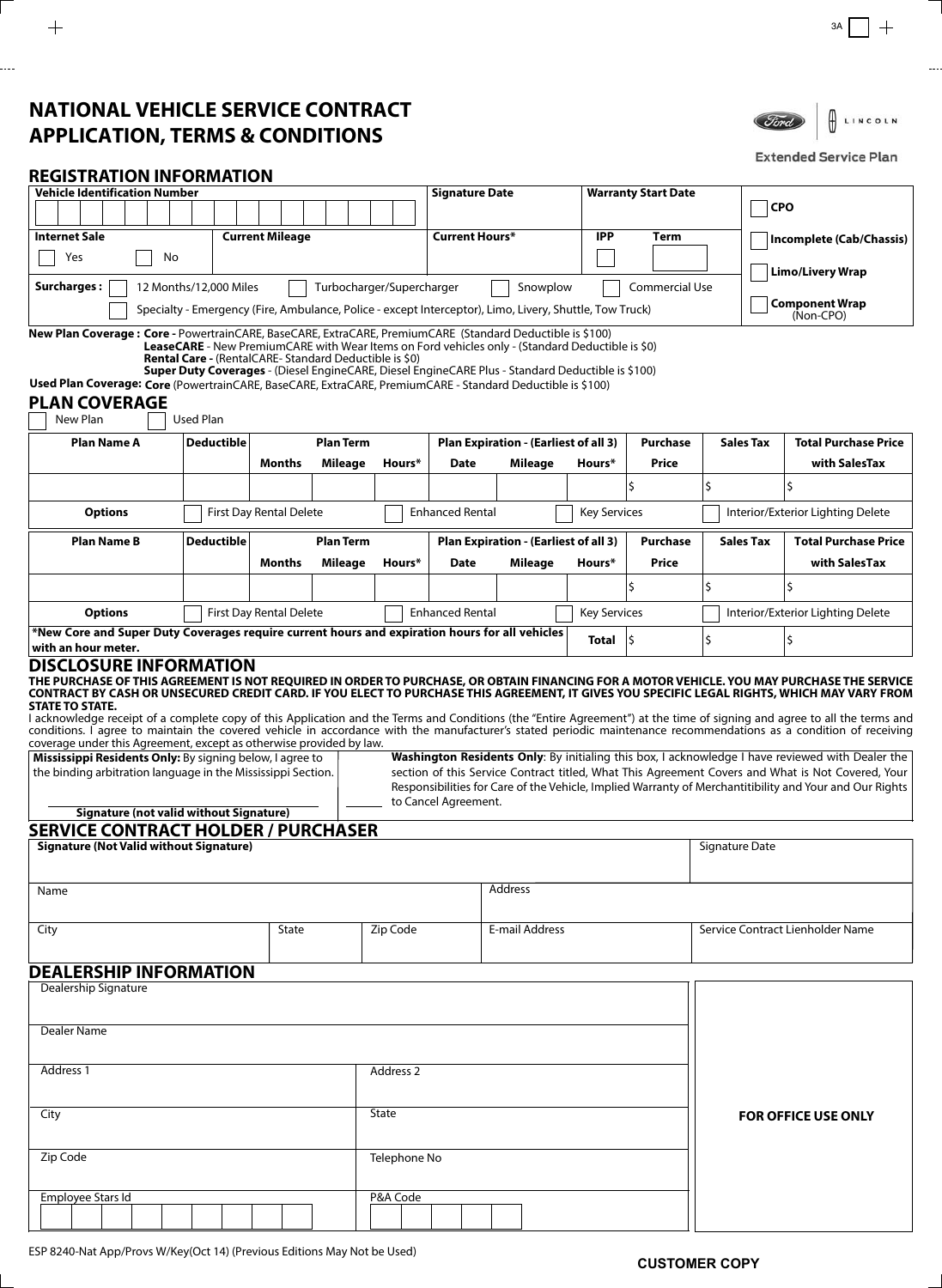# NATIONAL VEHICLE SERVICE CONTRACT APPLICATION, TERMS & CONDITIONS

Ford | LINCOLN

Extended Service Plan

## REGISTRATION INFORMATION

| Vehicle Identification Number | | Signature Date | Warranty Start Date | | CPO |
|---|---|---|---|---|---|
| **Internet Sale** ☐ Yes ☐ No | **Current Mileage** | **Current Hours*** | **IPP** ☐ | **Term** | Incomplete (Cab/Chassis) |
| **Surcharges :** ☐ 12 Months/12,000 Miles ☐ Turbocharger/Supercharger ☐ Snowplow ☐ Commercial Use | | | | | Limo/Livery Wrap |
| ☐ Specialty - Emergency (Fire, Ambulance, Police - except Interceptor), Limo, Livery, Shuttle, Tow Truck) | | | | | Component Wrap (Non-CPO) |

**New Plan Coverage : Core -** PowertrainCARE, BaseCARE, ExtraCARE, PremiumCARE (Standard Deductible is $100)
**LeaseCARE** - New PremiumCARE with Wear Items on Ford vehicles only - (Standard Deductible is $0)
**Rental Care -** (RentalCARE- Standard Deductible is $0)
**Super Duty Coverages** - (Diesel EngineCARE, Diesel EngineCARE Plus - Standard Deductible is $100)
**Used Plan Coverage: Core** (PowertrainCARE, BaseCARE, ExtraCARE, PremiumCARE - Standard Deductible is $100)

## PLAN COVERAGE

☐ New Plan ☐ Used Plan

| Plan Name A | Deductible | Plan Term | | | Plan Expiration - (Earliest of all 3) | | | Purchase Price | Sales Tax | Total Purchase Price with SalesTax |
|---|---|---|---|---|---|---|---|---|---|---|
| | | Months | Mileage | Hours* | Date | Mileage | Hours* | | | |
| | | | | | | | | $ | $ | $ |
| **Options** | ☐ First Day Rental Delete | | | ☐ Enhanced Rental | | ☐ Key Services | | ☐ Interior/Exterior Lighting Delete | | |
| **Plan Name B** | **Deductible** | **Plan Term** | | | **Plan Expiration - (Earliest of all 3)** | | | **Purchase Price** | **Sales Tax** | **Total Purchase Price with SalesTax** |
| | | Months | Mileage | Hours* | Date | Mileage | Hours* | | | |
| | | | | | | | | $ | $ | $ |
| **Options** | ☐ First Day Rental Delete | | | ☐ Enhanced Rental | | ☐ Key Services | | ☐ Interior/Exterior Lighting Delete | | |
| ***New Core and Super Duty Coverages require current hours and expiration hours for all vehicles with an hour meter.** | | | | | | | **Total** | $ | $ | $ |

## DISCLOSURE INFORMATION

**THE PURCHASE OF THIS AGREEMENT IS NOT REQUIRED IN ORDER TO PURCHASE, OR OBTAIN FINANCING FOR A MOTOR VEHICLE. YOU MAY PURCHASE THE SERVICE CONTRACT BY CASH OR UNSECURED CREDIT CARD. IF YOU ELECT TO PURCHASE THIS AGREEMENT, IT GIVES YOU SPECIFIC LEGAL RIGHTS, WHICH MAY VARY FROM STATE TO STATE.**

I acknowledge receipt of a complete copy of this Application and the Terms and Conditions (the "Entire Agreement") at the time of signing and agree to all the terms and conditions. I agree to maintain the covered vehicle in accordance with the manufacturer's stated periodic maintenance recommendations as a condition of receiving coverage under this Agreement, except as otherwise provided by law.

**Mississippi Residents Only:** By signing below, I agree to the binding arbitration language in the Mississippi Section.

**Signature (not valid without Signature)**

______ **Washington Residents Only**: By initialing this box, I acknowledge I have reviewed with Dealer the section of this Service Contract titled, What This Agreement Covers and What is Not Covered, Your Responsibilities for Care of the Vehicle, Implied Warranty of Merchantitibility and Your and Our Rights to Cancel Agreement.

## SERVICE CONTRACT HOLDER / PURCHASER

| Signature (Not Valid without Signature) | | | | Signature Date |
|---|---|---|---|---|
| Name | | | Address | |
| City | State | Zip Code | E-mail Address | Service Contract Lienholder Name |

## DEALERSHIP INFORMATION

| Dealership Signature | | FOR OFFICE USE ONLY |
|---|---|---|
| Dealer Name | | |
| Address 1 | Address 2 | |
| City | State | |
| Zip Code | Telephone No | |
| Employee Stars Id | P&A Code | |

ESP 8240-Nat App/Provs W/Key(Oct 14) (Previous Editions May Not be Used)

CUSTOMER COPY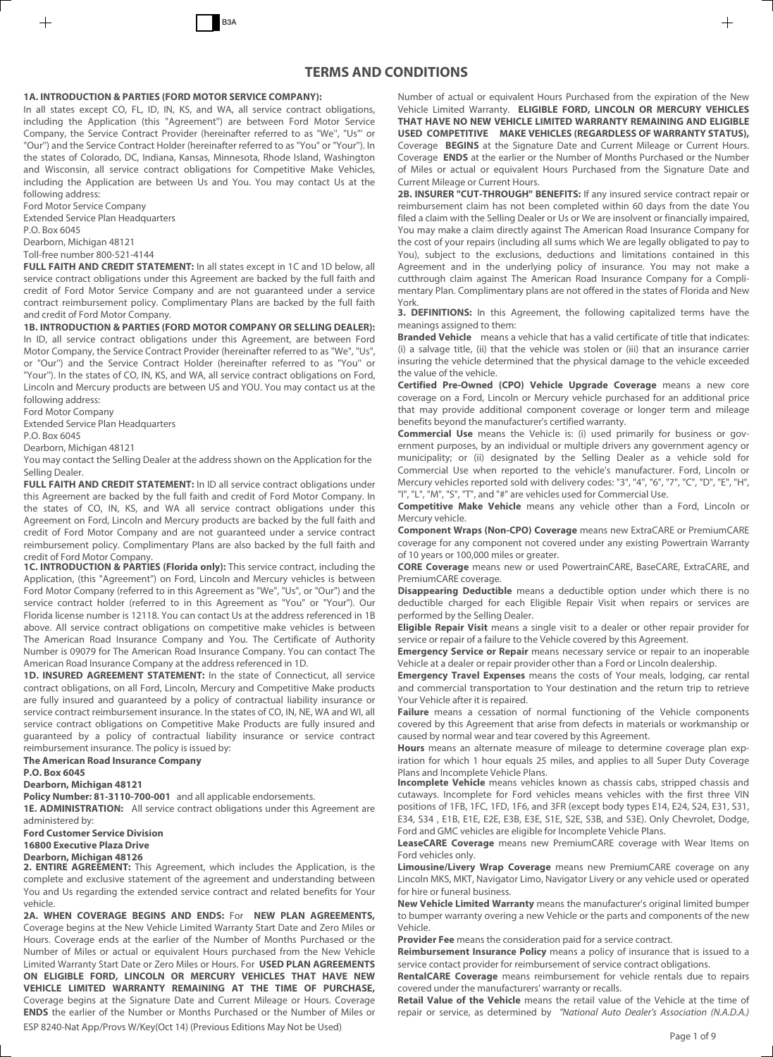# TERMS AND CONDITIONS

**1A. INTRODUCTION & PARTIES (FORD MOTOR SERVICE COMPANY):**

In all states except CO, FL, ID, IN, KS, and WA, all service contract obligations, including the Application (this "Agreement") are between Ford Motor Service Company, the Service Contract Provider (hereinafter referred to as "We", "Us" or "Our") and the Service Contract Holder (hereinafter referred to as "You" or "Your"). In the states of Colorado, DC, Indiana, Kansas, Minnesota, Rhode Island, Washington and Wisconsin, all service contract obligations for Competitive Make Vehicles, including the Application are between Us and You. You may contact Us at the following address:

Ford Motor Service Company
Extended Service Plan Headquarters
P.O. Box 6045
Dearborn, Michigan 48121
Toll-free number 800-521-4144

**FULL FAITH AND CREDIT STATEMENT:** In all states except in 1C and 1D below, all service contract obligations under this Agreement are backed by the full faith and credit of Ford Motor Service Company and are not guaranteed under a service contract reimbursement policy. Complimentary Plans are backed by the full faith and credit of Ford Motor Company.

**1B. INTRODUCTION & PARTIES (FORD MOTOR COMPANY OR SELLING DEALER):** In ID, all service contract obligations under this Agreement, are between Ford Motor Company, the Service Contract Provider (hereinafter referred to as "We", "Us", or "Our") and the Service Contract Holder (hereinafter referred to as "You" or "Your"). In the states of CO, IN, KS, and WA, all service contract obligations on Ford, Lincoln and Mercury products are between US and YOU. You may contact us at the following address:

Ford Motor Company
Extended Service Plan Headquarters
P.O. Box 6045
Dearborn, Michigan 48121

You may contact the Selling Dealer at the address shown on the Application for the Selling Dealer.

**FULL FAITH AND CREDIT STATEMENT:** In ID all service contract obligations under this Agreement are backed by the full faith and credit of Ford Motor Company. In the states of CO, IN, KS, and WA all service contract obligations under this Agreement on Ford, Lincoln and Mercury products are backed by the full faith and credit of Ford Motor Company and are not guaranteed under a service contract reimbursement policy. Complimentary Plans are also backed by the full faith and credit of Ford Motor Company.

**1C. INTRODUCTION & PARTIES (Florida only):** This service contract, including the Application, (this "Agreement") on Ford, Lincoln and Mercury vehicles is between Ford Motor Company (referred to in this Agreement as "We", "Us", or "Our") and the service contract holder (referred to in this Agreement as "You" or "Your"). Our Florida license number is 12118. You can contact Us at the address referenced in 1B above. All service contract obligations on competitive make vehicles is between The American Road Insurance Company and You. The Certificate of Authority Number is 09079 for The American Road Insurance Company. You can contact The American Road Insurance Company at the address referenced in 1D.

**1D. INSURED AGREEMENT STATEMENT:** In the state of Connecticut, all service contract obligations, on all Ford, Lincoln, Mercury and Competitive Make products are fully insured and guaranteed by a policy of contractual liability insurance or service contract reimbursement insurance. In the states of CO, IN, NE, WA and WI, all service contract obligations on Competitive Make Products are fully insured and guaranteed by a policy of contractual liability insurance or service contract reimbursement insurance. The policy is issued by:

**The American Road Insurance Company**
**P.O. Box 6045**
**Dearborn, Michigan 48121**
**Policy Number: 81-3110-700-001** and all applicable endorsements.

**1E. ADMINISTRATION:** All service contract obligations under this Agreement are administered by:

**Ford Customer Service Division**
**16800 Executive Plaza Drive**
**Dearborn, Michigan 48126**

**2. ENTIRE AGREEMENT:** This Agreement, which includes the Application, is the complete and exclusive statement of the agreement and understanding between You and Us regarding the extended service contract and related benefits for Your vehicle.

**2A. WHEN COVERAGE BEGINS AND ENDS:** For **NEW PLAN AGREEMENTS,** Coverage begins at the New Vehicle Limited Warranty Start Date and Zero Miles or Hours. Coverage ends at the earlier of the Number of Months Purchased or the Number of Miles or actual or equivalent Hours purchased from the New Vehicle Limited Warranty Start Date or Zero Miles or Hours. For **USED PLAN AGREEMENTS ON ELIGIBLE FORD, LINCOLN OR MERCURY VEHICLES THAT HAVE NEW VEHICLE LIMITED WARRANTY REMAINING AT THE TIME OF PURCHASE,** Coverage begins at the Signature Date and Current Mileage or Hours. Coverage **ENDS** the earlier of the Number or Months Purchased or the Number of Miles or Number of actual or equivalent Hours Purchased from the expiration of the New Vehicle Limited Warranty. **ELIGIBLE FORD, LINCOLN OR MERCURY VEHICLES THAT HAVE NO NEW VEHICLE LIMITED WARRANTY REMAINING AND ELIGIBLE USED COMPETITIVE MAKE VEHICLES (REGARDLESS OF WARRANTY STATUS),** Coverage **BEGINS** at the Signature Date and Current Mileage or Current Hours. Coverage **ENDS** at the earlier or the Number of Months Purchased or the Number of Miles or actual or equivalent Hours Purchased from the Signature Date and Current Mileage or Current Hours.

**2B. INSURER "CUT-THROUGH" BENEFITS:** If any insured service contract repair or reimbursement claim has not been completed within 60 days from the date You filed a claim with the Selling Dealer or Us or We are insolvent or financially impaired, You may make a claim directly against The American Road Insurance Company for the cost of your repairs (including all sums which We are legally obligated to pay to You), subject to the exclusions, deductions and limitations contained in this Agreement and in the underlying policy of insurance. You may not make a cutthrough claim against The American Road Insurance Company for a Complimentary Plan. Complimentary plans are not offered in the states of Florida and New York.

**3. DEFINITIONS:** In this Agreement, the following capitalized terms have the meanings assigned to them:

**Branded Vehicle** means a vehicle that has a valid certificate of title that indicates: (i) a salvage title, (ii) that the vehicle was stolen or (iii) that an insurance carrier insuring the vehicle determined that the physical damage to the vehicle exceeded the value of the vehicle.

**Certified Pre-Owned (CPO) Vehicle Upgrade Coverage** means a new core coverage on a Ford, Lincoln or Mercury vehicle purchased for an additional price that may provide additional component coverage or longer term and mileage benefits beyond the manufacturer's certified warranty.

**Commercial Use** means the Vehicle is: (i) used primarily for business or government purposes, by an individual or multiple drivers any government agency or municipality; or (ii) designated by the Selling Dealer as a vehicle sold for Commercial Use when reported to the vehicle's manufacturer. Ford, Lincoln or Mercury vehicles reported sold with delivery codes: "3", "4", "6", "7", "C", "D", "E", "H", "I", "L", "M", "S", "T", and "#" are vehicles used for Commercial Use.

**Competitive Make Vehicle** means any vehicle other than a Ford, Lincoln or Mercury vehicle.

**Component Wraps (Non-CPO) Coverage** means new ExtraCARE or PremiumCARE coverage for any component not covered under any existing Powertrain Warranty of 10 years or 100,000 miles or greater.

**CORE Coverage** means new or used PowertrainCARE, BaseCARE, ExtraCARE, and PremiumCARE coverage.

**Disappearing Deductible** means a deductible option under which there is no deductible charged for each Eligible Repair Visit when repairs or services are performed by the Selling Dealer.

**Eligible Repair Visit** means a single visit to a dealer or other repair provider for service or repair of a failure to the Vehicle covered by this Agreement.

**Emergency Service or Repair** means necessary service or repair to an inoperable Vehicle at a dealer or repair provider other than a Ford or Lincoln dealership.

**Emergency Travel Expenses** means the costs of Your meals, lodging, car rental and commercial transportation to Your destination and the return trip to retrieve Your Vehicle after it is repaired.

**Failure** means a cessation of normal functioning of the Vehicle components covered by this Agreement that arise from defects in materials or workmanship or caused by normal wear and tear covered by this Agreement.

**Hours** means an alternate measure of mileage to determine coverage plan expiration for which 1 hour equals 25 miles, and applies to all Super Duty Coverage Plans and Incomplete Vehicle Plans.

**Incomplete Vehicle** means vehicles known as chassis cabs, stripped chassis and cutaways. Incomplete for Ford vehicles means vehicles with the first three VIN positions of 1FB, 1FC, 1FD, 1F6, and 3FR (except body types E14, E24, S24, E31, S31, E34, S34 , E1B, E1E, E2E, E3B, E3E, S1E, S2E, S3B, and S3E). Only Chevrolet, Dodge, Ford and GMC vehicles are eligible for Incomplete Vehicle Plans.

**LeaseCARE Coverage** means new PremiumCARE coverage with Wear Items on Ford vehicles only.

**Limousine/Livery Wrap Coverage** means new PremiumCARE coverage on any Lincoln MKS, MKT, Navigator Limo, Navigator Livery or any vehicle used or operated for hire or funeral business.

**New Vehicle Limited Warranty** means the manufacturer's original limited bumper to bumper warranty overing a new Vehicle or the parts and components of the new Vehicle.

**Provider Fee** means the consideration paid for a service contract.

**Reimbursement Insurance Policy** means a policy of insurance that is issued to a service contact provider for reimbursement of service contract obligations.

**RentalCARE Coverage** means reimbursement for vehicle rentals due to repairs covered under the manufacturers' warranty or recalls.

**Retail Value of the Vehicle** means the retail value of the Vehicle at the time of repair or service, as determined by *"National Auto Dealer's Association (N.A.D.A.)*

ESP 8240-Nat App/Provs W/Key(Oct 14) (Previous Editions May Not be Used)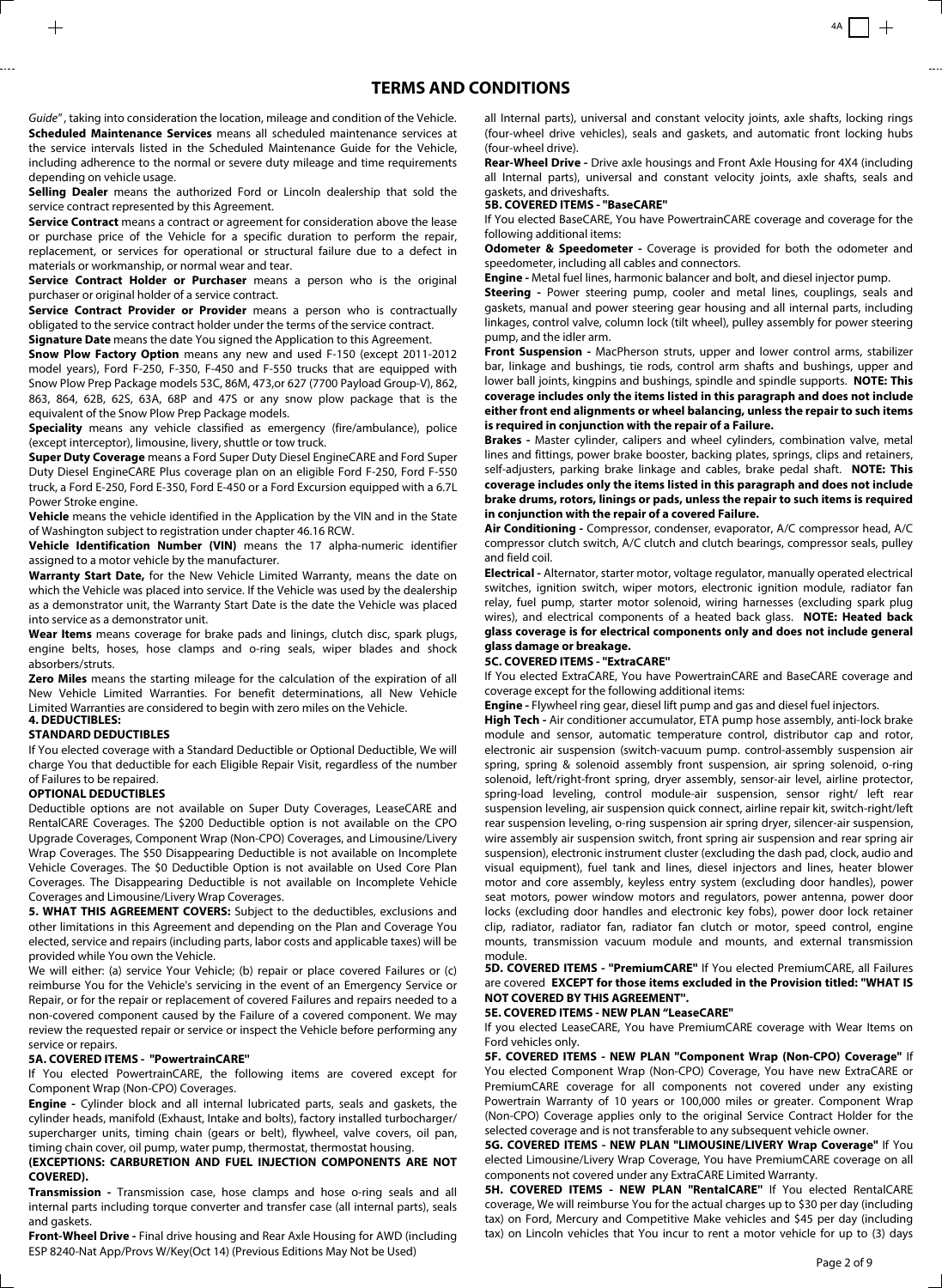# TERMS AND CONDITIONS

*Guide"*, taking into consideration the location, mileage and condition of the Vehicle.

**Scheduled Maintenance Services** means all scheduled maintenance services at the service intervals listed in the Scheduled Maintenance Guide for the Vehicle, including adherence to the normal or severe duty mileage and time requirements depending on vehicle usage.

**Selling Dealer** means the authorized Ford or Lincoln dealership that sold the service contract represented by this Agreement.

**Service Contract** means a contract or agreement for consideration above the lease or purchase price of the Vehicle for a specific duration to perform the repair, replacement, or services for operational or structural failure due to a defect in materials or workmanship, or normal wear and tear.

**Service Contract Holder or Purchaser** means a person who is the original purchaser or original holder of a service contract.

**Service Contract Provider or Provider** means a person who is contractually obligated to the service contract holder under the terms of the service contract.

**Signature Date** means the date You signed the Application to this Agreement.

**Snow Plow Factory Option** means any new and used F-150 (except 2011-2012 model years), Ford F-250, F-350, F-450 and F-550 trucks that are equipped with Snow Plow Prep Package models 53C, 86M, 473,or 627 (7700 Payload Group-V), 862, 863, 864, 62B, 62S, 63A, 68P and 47S or any snow plow package that is the equivalent of the Snow Plow Prep Package models.

**Speciality** means any vehicle classified as emergency (fire/ambulance), police (except interceptor), limousine, livery, shuttle or tow truck.

**Super Duty Coverage** means a Ford Super Duty Diesel EngineCARE and Ford Super Duty Diesel EngineCARE Plus coverage plan on an eligible Ford F-250, Ford F-550 truck, a Ford E-250, Ford E-350, Ford E-450 or a Ford Excursion equipped with a 6.7L Power Stroke engine.

**Vehicle** means the vehicle identified in the Application by the VIN and in the State of Washington subject to registration under chapter 46.16 RCW.

**Vehicle Identification Number (VIN)** means the 17 alpha-numeric identifier assigned to a motor vehicle by the manufacturer.

**Warranty Start Date,** for the New Vehicle Limited Warranty, means the date on which the Vehicle was placed into service. If the Vehicle was used by the dealership as a demonstrator unit, the Warranty Start Date is the date the Vehicle was placed into service as a demonstrator unit.

**Wear Items** means coverage for brake pads and linings, clutch disc, spark plugs, engine belts, hoses, hose clamps and o-ring seals, wiper blades and shock absorbers/struts.

**Zero Miles** means the starting mileage for the calculation of the expiration of all New Vehicle Limited Warranties. For benefit determinations, all New Vehicle Limited Warranties are considered to begin with zero miles on the Vehicle.

## 4. DEDUCTIBLES:

### STANDARD DEDUCTIBLES

If You elected coverage with a Standard Deductible or Optional Deductible, We will charge You that deductible for each Eligible Repair Visit, regardless of the number of Failures to be repaired.

### OPTIONAL DEDUCTIBLES

Deductible options are not available on Super Duty Coverages, LeaseCARE and RentalCARE Coverages. The $200 Deductible option is not available on the CPO Upgrade Coverages, Component Wrap (Non-CPO) Coverages, and Limousine/Livery Wrap Coverages. The $50 Disappearing Deductible is not available on Incomplete Vehicle Coverages. The $0 Deductible Option is not available on Used Core Plan Coverages. The Disappearing Deductible is not available on Incomplete Vehicle Coverages and Limousine/Livery Wrap Coverages.

## 5. WHAT THIS AGREEMENT COVERS:

Subject to the deductibles, exclusions and other limitations in this Agreement and depending on the Plan and Coverage You elected, service and repairs (including parts, labor costs and applicable taxes) will be provided while You own the Vehicle.

We will either: (a) service Your Vehicle; (b) repair or place covered Failures or (c) reimburse You for the Vehicle's servicing in the event of an Emergency Service or Repair, or for the repair or replacement of covered Failures and repairs needed to a non-covered component caused by the Failure of a covered component. We may review the requested repair or service or inspect the Vehicle before performing any service or repairs.

### 5A. COVERED ITEMS - "PowertrainCARE"

If You elected PowertrainCARE, the following items are covered except for Component Wrap (Non-CPO) Coverages.

**Engine -** Cylinder block and all internal lubricated parts, seals and gaskets, the cylinder heads, manifold (Exhaust, Intake and bolts), factory installed turbocharger/ supercharger units, timing chain (gears or belt), flywheel, valve covers, oil pan, timing chain cover, oil pump, water pump, thermostat, thermostat housing.

**(EXCEPTIONS: CARBURETION AND FUEL INJECTION COMPONENTS ARE NOT COVERED).**

**Transmission -** Transmission case, hose clamps and hose o-ring seals and all internal parts including torque converter and transfer case (all internal parts), seals and gaskets.

**Front-Wheel Drive -** Final drive housing and Rear Axle Housing for AWD (including all Internal parts), universal and constant velocity joints, axle shafts, locking rings (four-wheel drive vehicles), seals and gaskets, and automatic front locking hubs (four-wheel drive).

**Rear-Wheel Drive -** Drive axle housings and Front Axle Housing for 4X4 (including all Internal parts), universal and constant velocity joints, axle shafts, seals and gaskets, and driveshafts.

### 5B. COVERED ITEMS - "BaseCARE"

If You elected BaseCARE, You have PowertrainCARE coverage and coverage for the following additional items:

**Odometer & Speedometer -** Coverage is provided for both the odometer and speedometer, including all cables and connectors.

**Engine -** Metal fuel lines, harmonic balancer and bolt, and diesel injector pump.

**Steering -** Power steering pump, cooler and metal lines, couplings, seals and gaskets, manual and power steering gear housing and all internal parts, including linkages, control valve, column lock (tilt wheel), pulley assembly for power steering pump, and the idler arm.

**Front Suspension -** MacPherson struts, upper and lower control arms, stabilizer bar, linkage and bushings, tie rods, control arm shafts and bushings, upper and lower ball joints, kingpins and bushings, spindle and spindle supports. **NOTE: This coverage includes only the items listed in this paragraph and does not include either front end alignments or wheel balancing, unless the repair to such items is required in conjunction with the repair of a Failure.**

**Brakes -** Master cylinder, calipers and wheel cylinders, combination valve, metal lines and fittings, power brake booster, backing plates, springs, clips and retainers, self-adjusters, parking brake linkage and cables, brake pedal shaft. **NOTE: This coverage includes only the items listed in this paragraph and does not include brake drums, rotors, linings or pads, unless the repair to such items is required in conjunction with the repair of a covered Failure.**

**Air Conditioning -** Compressor, condenser, evaporator, A/C compressor head, A/C compressor clutch switch, A/C clutch and clutch bearings, compressor seals, pulley and field coil.

**Electrical -** Alternator, starter motor, voltage regulator, manually operated electrical switches, ignition switch, wiper motors, electronic ignition module, radiator fan relay, fuel pump, starter motor solenoid, wiring harnesses (excluding spark plug wires), and electrical components of a heated back glass. **NOTE: Heated back glass coverage is for electrical components only and does not include general glass damage or breakage.**

### 5C. COVERED ITEMS - "ExtraCARE"

If You elected ExtraCARE, You have PowertrainCARE and BaseCARE coverage and coverage except for the following additional items:

**Engine -** Flywheel ring gear, diesel lift pump and gas and diesel fuel injectors.

**High Tech -** Air conditioner accumulator, ETA pump hose assembly, anti-lock brake module and sensor, automatic temperature control, distributor cap and rotor, electronic air suspension (switch-vacuum pump. control-assembly suspension air spring, spring & solenoid assembly front suspension, air spring solenoid, o-ring solenoid, left/right-front spring, dryer assembly, sensor-air level, airline protector, spring-load leveling, control module-air suspension, sensor right/ left rear suspension leveling, air suspension quick connect, airline repair kit, switch-right/left rear suspension leveling, o-ring suspension air spring dryer, silencer-air suspension, wire assembly air suspension switch, front spring air suspension and rear spring air suspension), electronic instrument cluster (excluding the dash pad, clock, audio and visual equipment), fuel tank and lines, diesel injectors and lines, heater blower motor and core assembly, keyless entry system (excluding door handles), power seat motors, power window motors and regulators, power antenna, power door locks (excluding door handles and electronic key fobs), power door lock retainer clip, radiator, radiator fan, radiator fan clutch or motor, speed control, engine mounts, transmission vacuum module and mounts, and external transmission module.

### 5D. COVERED ITEMS - "PremiumCARE"

If You elected PremiumCARE, all Failures are covered **EXCEPT for those items excluded in the Provision titled: "WHAT IS NOT COVERED BY THIS AGREEMENT".**

### 5E. COVERED ITEMS - NEW PLAN "LeaseCARE"

If you elected LeaseCARE, You have PremiumCARE coverage with Wear Items on Ford vehicles only.

### 5F. COVERED ITEMS - NEW PLAN "Component Wrap (Non-CPO) Coverage"

If You elected Component Wrap (Non-CPO) Coverage, You have new ExtraCARE or PremiumCARE coverage for all components not covered under any existing Powertrain Warranty of 10 years or 100,000 miles or greater. Component Wrap (Non-CPO) Coverage applies only to the original Service Contract Holder for the selected coverage and is not transferable to any subsequent vehicle owner.

### 5G. COVERED ITEMS - NEW PLAN "LIMOUSINE/LIVERY Wrap Coverage"

If You elected Limousine/Livery Wrap Coverage, You have PremiumCARE coverage on all components not covered under any ExtraCARE Limited Warranty.

### 5H. COVERED ITEMS - NEW PLAN "RentalCARE"

If You elected RentalCARE coverage, We will reimburse You for the actual charges up to $30 per day (including tax) on Ford, Mercury and Competitive Make vehicles and $45 per day (including tax) on Lincoln vehicles that You incur to rent a motor vehicle for up to (3) days

ESP 8240-Nat App/Provs W/Key(Oct 14) (Previous Editions May Not be Used)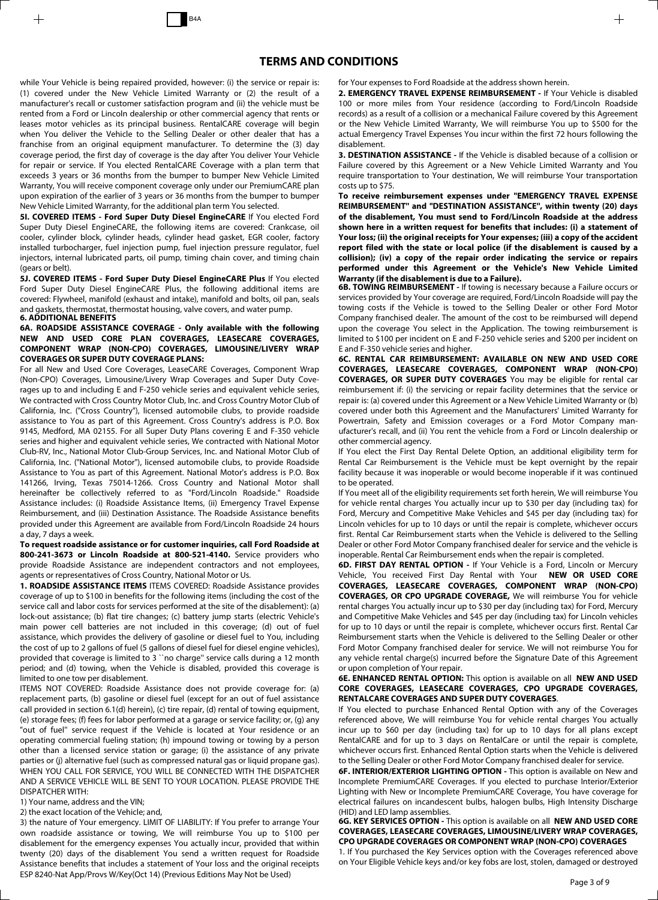# TERMS AND CONDITIONS

while Your Vehicle is being repaired provided, however: (i) the service or repair is: (1) covered under the New Vehicle Limited Warranty or (2) the result of a manufacturer's recall or customer satisfaction program and (ii) the vehicle must be rented from a Ford or Lincoln dealership or other commercial agency that rents or leases motor vehicles as its principal business. RentalCARE coverage will begin when You deliver the Vehicle to the Selling Dealer or other dealer that has a franchise from an original equipment manufacturer. To determine the (3) day coverage period, the first day of coverage is the day after You deliver Your Vehicle for repair or service. If You elected RentalCARE Coverage with a plan term that exceeds 3 years or 36 months from the bumper to bumper New Vehicle Limited Warranty, You will receive component coverage only under our PremiumCARE plan upon expiration of the earlier of 3 years or 36 months from the bumper to bumper New Vehicle Limited Warranty, for the additional plan term You selected.

**5I. COVERED ITEMS - Ford Super Duty Diesel EngineCARE** If You elected Ford Super Duty Diesel EngineCARE, the following items are covered: Crankcase, oil cooler, cylinder block, cylinder heads, cylinder head gasket, EGR cooler, factory installed turbocharger, fuel injection pump, fuel injection pressure regulator, fuel injectors, internal lubricated parts, oil pump, timing chain cover, and timing chain (gears or belt).

**5J. COVERED ITEMS - Ford Super Duty Diesel EngineCARE Plus** If You elected Ford Super Duty Diesel EngineCARE Plus, the following additional items are covered: Flywheel, manifold (exhaust and intake), manifold and bolts, oil pan, seals and gaskets, thermostat, thermostat housing, valve covers, and water pump.

## 6. ADDITIONAL BENEFITS

**6A. ROADSIDE ASSISTANCE COVERAGE - Only available with the following NEW AND USED CORE PLAN COVERAGES, LEASECARE COVERAGES, COMPONENT WRAP (NON-CPO) COVERAGES, LIMOUSINE/LIVERY WRAP COVERAGES OR SUPER DUTY COVERAGE PLANS:**

For all New and Used Core Coverages, LeaseCARE Coverages, Component Wrap (Non-CPO) Coverages, Limousine/Livery Wrap Coverages and Super Duty Coverages up to and including E and F-250 vehicle series and equivalent vehicle series, We contracted with Cross Country Motor Club, Inc. and Cross Country Motor Club of California, Inc. ("Cross Country"), licensed automobile clubs, to provide roadside assistance to You as part of this Agreement. Cross Country's address is P.O. Box 9145, Medford, MA 02155. For all Super Duty Plans covering E and F-350 vehicle series and higher and equivalent vehicle series, We contracted with National Motor Club-RV, Inc., National Motor Club-Group Services, Inc. and National Motor Club of California, Inc. ("National Motor"), licensed automobile clubs, to provide Roadside Assistance to You as part of this Agreement. National Motor's address is P.O. Box 141266, Irving, Texas 75014-1266. Cross Country and National Motor shall hereinafter be collectively referred to as "Ford/Lincoln Roadside." Roadside Assistance includes: (i) Roadside Assistance Items, (ii) Emergency Travel Expense Reimbursement, and (iii) Destination Assistance. The Roadside Assistance benefits provided under this Agreement are available from Ford/Lincoln Roadside 24 hours a day, 7 days a week.

**To request roadside assistance or for customer inquiries, call Ford Roadside at 800-241-3673 or Lincoln Roadside at 800-521-4140.** Service providers who provide Roadside Assistance are independent contractors and not employees, agents or representatives of Cross Country, National Motor or Us.

**1. ROADSIDE ASSISTANCE ITEMS** ITEMS COVERED: Roadside Assistance provides coverage of up to $100 in benefits for the following items (including the cost of the service call and labor costs for services performed at the site of the disablement): (a) lock-out assistance; (b) flat tire changes; (c) battery jump starts (electric Vehicle's main power cell batteries are not included in this coverage; (d) out of fuel assistance, which provides the delivery of gasoline or diesel fuel to You, including the cost of up to 2 gallons of fuel (5 gallons of diesel fuel for diesel engine vehicles), provided that coverage is limited to 3 ``no charge'' service calls during a 12 month period; and (d) towing, when the Vehicle is disabled, provided this coverage is limited to one tow per disablement.

ITEMS NOT COVERED: Roadside Assistance does not provide coverage for: (a) replacement parts, (b) gasoline or diesel fuel (except for an out of fuel assistance call provided in section 6.1(d) herein), (c) tire repair, (d) rental of towing equipment, (e) storage fees; (f) fees for labor performed at a garage or service facility; or, (g) any "out of fuel" service request if the Vehicle is located at Your residence or an operating commercial fueling station; (h) impound towing or towing by a person other than a licensed service station or garage; (i) the assistance of any private parties or (j) alternative fuel (such as compressed natural gas or liquid propane gas). WHEN YOU CALL FOR SERVICE, YOU WILL BE CONNECTED WITH THE DISPATCHER AND A SERVICE VEHICLE WILL BE SENT TO YOUR LOCATION. PLEASE PROVIDE THE DISPATCHER WITH:

1) Your name, address and the VIN;

2) the exact location of the Vehicle; and,

3) the nature of Your emergency. LIMIT OF LIABILITY: If You prefer to arrange Your own roadside assistance or towing, We will reimburse You up to $100 per disablement for the emergency expenses You actually incur, provided that within twenty (20) days of the disablement You send a written request for Roadside Assistance benefits that includes a statement of Your loss and the original receipts for Your expenses to Ford Roadside at the address shown herein.

**2. EMERGENCY TRAVEL EXPENSE REIMBURSEMENT -** If Your Vehicle is disabled 100 or more miles from Your residence (according to Ford/Lincoln Roadside records) as a result of a collision or a mechanical Failure covered by this Agreement or the New Vehicle Limited Warranty, We will reimburse You up to $500 for the actual Emergency Travel Expenses You incur within the first 72 hours following the disablement.

**3. DESTINATION ASSISTANCE -** If the Vehicle is disabled because of a collision or Failure covered by this Agreement or a New Vehicle Limited Warranty and You require transportation to Your destination, We will reimburse Your transportation costs up to $75.

**To receive reimbursement expenses under "EMERGENCY TRAVEL EXPENSE REIMBURSEMENT" and "DESTINATION ASSISTANCE", within twenty (20) days of the disablement, You must send to Ford/Lincoln Roadside at the address shown here in a written request for benefits that includes: (i) a statement of Your loss; (ii) the original receipts for Your expenses; (iii) a copy of the accident report filed with the state or local police (if the disablement is caused by a collision); (iv) a copy of the repair order indicating the service or repairs performed under this Agreement or the Vehicle's New Vehicle Limited Warranty (if the disablement is due to a Failure).**

**6B. TOWING REIMBURSEMENT -** If towing is necessary because a Failure occurs or services provided by Your coverage are required, Ford/Lincoln Roadside will pay the towing costs if the Vehicle is towed to the Selling Dealer or other Ford Motor Company franchised dealer. The amount of the cost to be reimbursed will depend upon the coverage You select in the Application. The towing reimbursement is limited to $100 per incident on E and F-250 vehicle series and $200 per incident on E and F-350 vehicle series and higher.

**6C. RENTAL CAR REIMBURSEMENT: AVAILABLE ON NEW AND USED CORE COVERAGES, LEASECARE COVERAGES, COMPONENT WRAP (NON-CPO) COVERAGES, OR SUPER DUTY COVERAGES** You may be eligible for rental car reimbursement if: (i) the servicing or repair facility determines that the service or repair is: (a) covered under this Agreement or a New Vehicle Limited Warranty or (b) covered under both this Agreement and the Manufacturers' Limited Warranty for Powertrain, Safety and Emission coverages or a Ford Motor Company manufacturer's recall, and (ii) You rent the vehicle from a Ford or Lincoln dealership or other commercial agency.

If You elect the First Day Rental Delete Option, an additional eligibility term for Rental Car Reimbursement is the Vehicle must be kept overnight by the repair facility because it was inoperable or would become inoperable if it was continued to be operated.

If You meet all of the eligibility requirements set forth herein, We will reimburse You for vehicle rental charges You actually incur up to $30 per day (including tax) for Ford, Mercury and Competitive Make Vehicles and $45 per day (including tax) for Lincoln vehicles for up to 10 days or until the repair is complete, whichever occurs first. Rental Car Reimbursement starts when the Vehicle is delivered to the Selling Dealer or other Ford Motor Company franchised dealer for service and the vehicle is inoperable. Rental Car Reimbursement ends when the repair is completed.

**6D. FIRST DAY RENTAL OPTION -** If Your Vehicle is a Ford, Lincoln or Mercury Vehicle, You received First Day Rental with Your **NEW OR USED CORE COVERAGES, LEASECARE COVERAGES, COMPONENT WRAP (NON-CPO) COVERAGES, OR CPO UPGRADE COVERAGE,** We will reimburse You for vehicle rental charges You actually incur up to $30 per day (including tax) for Ford, Mercury and Competitive Make Vehicles and $45 per day (including tax) for Lincoln vehicles for up to 10 days or until the repair is complete, whichever occurs first. Rental Car Reimbursement starts when the Vehicle is delivered to the Selling Dealer or other Ford Motor Company franchised dealer for service. We will not reimburse You for any vehicle rental charge(s) incurred before the Signature Date of this Agreement or upon completion of Your repair.

**6E. ENHANCED RENTAL OPTION:** This option is available on all **NEW AND USED CORE COVERAGES, LEASECARE COVERAGES, CPO UPGRADE COVERAGES, RENTALCARE COVERAGES AND SUPER DUTY COVERAGES**.

If You elected to purchase Enhanced Rental Option with any of the Coverages referenced above, We will reimburse You for vehicle rental charges You actually incur up to $60 per day (including tax) for up to 10 days for all plans except RentalCARE and for up to 3 days on RentalCare or until the repair is complete, whichever occurs first. Enhanced Rental Option starts when the Vehicle is delivered to the Selling Dealer or other Ford Motor Company franchised dealer for service.

**6F. INTERIOR/EXTERIOR LIGHTING OPTION -** This option is available on New and Incomplete PremiumCARE Coverages. If you elected to purchase Interior/Exterior Lighting with New or Incomplete PremiumCARE Coverage, You have coverage for electrical failures on incandescent bulbs, halogen bulbs, High Intensity Discharge (HID) and LED lamp assemblies.

**6G. KEY SERVICES OPTION -** This option is available on all **NEW AND USED CORE COVERAGES, LEASECARE COVERAGES, LIMOUSINE/LIVERY WRAP COVERAGES, CPO UPGRADE COVERAGES OR COMPONENT WRAP (NON-CPO) COVERAGES**

1. If You purchased the Key Services option with the Coverages referenced above on Your Eligible Vehicle keys and/or key fobs are lost, stolen, damaged or destroyed

ESP 8240-Nat App/Provs W/Key(Oct 14) (Previous Editions May Not be Used)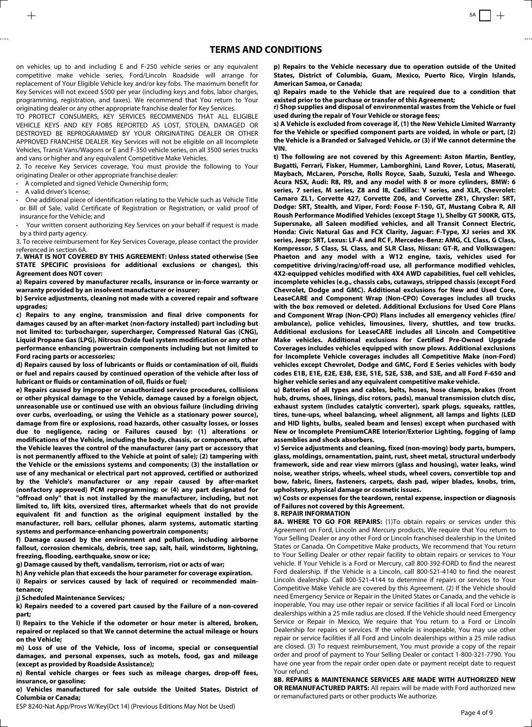## TERMS AND CONDITIONS

on vehicles up to and including E and F-250 vehicle series or any equivalent competitive make vehicle series, Ford/Lincoln Roadside will arrange for replacement of Your Eligible Vehicle key and/or key fobs. The maximum benefit for Key Services will not exceed $500 per year (including keys and fobs, labor charges, programming, registration, and taxes). We recommend that You return to Your originating dealer or any other appropriate franchise dealer for Key Services.

TO PROTECT CONSUMERS, KEY SERVICES RECOMMENDS THAT ALL ELIGIBLE VEHICLE KEYS AND KEY FOBS REPORTED AS LOST, STOLEN, DAMAGED OR DESTROYED BE REPROGRAMMED BY YOUR ORIGINATING DEALER OR OTHER APPROVED FRANCHISE DEALER. Key Services will not be eligible on all Incomplete Vehicles, Transit Vans/Wagons or E and F-350 vehicle series, on all 3500 series trucks and vans or higher and any equivalent Competitive Make Vehicles.

2. To receive Key Services coverage, You must provide the following to Your originating Dealer or other appropriate franchise dealer:

- A completed and signed Vehicle Ownership form;
- A valid driver's license;
- One additional piece of identification relating to the Vehicle such as Vehicle Title or Bill of Sale, valid Certificate of Registration or Registration, or valid proof of insurance for the Vehicle; and
- Your written consent authorizing Key Services on your behalf if request is made by a third party agency.

3. To receive reimbursement for Key Services Coverage, please contact the provider referenced in section 6A.

**7. WHAT IS NOT COVERED BY THIS AGREEMENT: Unless stated otherwise (See STATE SPECIFIC provisions for additional exclusions or changes), this Agreement does NOT cover:**

**a) Repairs covered by manufacturer recalls, insurance or in-force warranty or warranty provided by an insolvent manufacturer or insurer;**

**b) Service adjustments, cleaning not made with a covered repair and software upgrades;**

**c) Repairs to any engine, transmission and final drive components for damages caused by an after-market (non-factory installed) part including but not limited to: turbocharger, supercharger, Compressed Natural Gas (CNG), Liquid Propane Gas (LPG), Nitrous Oxide fuel system modification or any other performance enhancing powertrain components including but not limited to Ford racing parts or accessories;**

**d) Repairs caused by loss of lubricants or fluids or contamination of oil, fluids or fuel and repairs caused by continued operation of the vehicle after loss of lubricant or fluids or contamination of oil, fluids or fuel;**

**e) Repairs caused by improper or unauthorized service procedures, collisions or other physical damage to the Vehicle, damage caused by a foreign object, unreasonable use or continued use with an obvious failure (including driving over curbs, overloading, or using the Vehicle as a stationary power source), damage from fire or explosions, road hazards, other casualty losses, or losses due to negligence, racing or Failures caused by: (1) alterations or modifications of the Vehicle, including the body, chassis, or components, after the Vehicle leaves the control of the manufacturer (any part or accessory that is not permanently affixed to the Vehicle at point of sale); (2) tampering with the Vehicle or the emissions systems and components; (3) the installation or use of any mechanical or electrical part not approved, certified or authorized by the Vehicle's manufacturer or any repair caused by after-market (nonfactory approved) PCM reprogramming; or (4) any part designated for "offroad only" that is not installed by the manufacturer, including, but not limited to, lift kits, oversized tires, aftermarket wheels that do not provide equivalent fit and function as the original equipment installed by the manufacturer, roll bars, cellular phones, alarm systems, automatic starting systems and performance-enhancing powertrain components;**

**f) Damage caused by the environment and pollution, including airborne fallout, corrosion chemicals, debris, tree sap, salt, hail, windstorm, lightning, freezing, flooding, earthquake, snow or ice;**

**g) Damage caused by theft, vandalism, terrorism, riot or acts of war;**

**h) Any vehicle plan that exceeds the hour parameter for coverage expiration.**

**i) Repairs or services caused by lack of required or recommended maintenance;**

**j) Scheduled Maintenance Services;**

**k) Repairs needed to a covered part caused by the Failure of a non-covered part;**

**l) Repairs to the Vehicle if the odometer or hour meter is altered, broken, repaired or replaced so that We cannot determine the actual mileage or hours on the Vehicle;**

**m) Loss of use of the Vehicle, loss of income, special or consequential damages, and personal expenses, such as motels, food, gas and mileage (except as provided by Roadside Assistance);**

**n) Rental vehicle charges or fees such as mileage charges, drop-off fees, insurance, or gasoline;**

**o) Vehicles manufactured for sale outside the United States, District of Columbia or Canada;**

**p) Repairs to the Vehicle necessary due to operation outside of the United States, District of Columbia, Guam, Mexico, Puerto Rico, Virgin Islands, American Samoa, or Canada;**

**q) Repairs made to the Vehicle that are required due to a condition that existed prior to the purchase or transfer of this Agreement;**

**r) Shop supplies and disposal of environmental wastes from the Vehicle or fuel used during the repair of Your Vehicle or storage fees;**

**s) A Vehicle is excluded from coverage if, (1) the New Vehicle Limited Warranty for the Vehicle or specified component parts are voided, in whole or part, (2) the Vehicle is a Branded or Salvaged Vehicle, or (3) if We cannot determine the VIN.**

**t) The following are not covered by this Agreement: Aston Martin, Bentley, Bugatti, Ferrari, Fisker, Hummer, Lamborghini, Land Rover, Lotus, Maserati, Maybach, McLaren, Porsche, Rolls Royce, Saab, Suzuki, Tesla and Wheego. Acura NSX, Audi: R8, R9, and any model with 8 or more cylinders, BMW: 6 series, 7 series, M series, Z8 and I8, Cadillac: V series, and XLR, Chevrolet: Camaro ZL1, Corvette 427, Corvette Z06, and Corvette ZR1, Chrysler: SRT, Dodge: SRT, Stealth, and Viper, Ford: Foose F-150, GT, Mustang Cobra R, All Roush Performance Modified Vehicles (except Stage 1), Shelby GT 500KR, GTS, Supersnake, all Saleen modified vehicles, and all Transit Connect Electric, Honda: Civic Natural Gas and FCX Clarity, Jaguar: F-Type, XJ series and XK series, Jeep: SRT, Lexus: LF-A and RC F, Mercedes-Benz: AMG, CL Class, G Class, Kompressor, S Class, SL Class, and SLR Class, Nissan: GT-R, and Volkswagen: Phaeton and any model with a W12 engine, taxis, vehicles used for competitive driving/racing/off-road use, all performance modified vehicles, 4X2-equipped vehicles modified with 4X4 AWD capabilities, fuel cell vehicles, incomplete vehicles (e.g., chassis cabs, cutaways, stripped chassis (except Ford Chevrolet, Dodge and GMC). Additional exclusions for New and Used Core, LeaseCARE and Component Wrap (Non-CPO) Coverages includes all trucks with the box removed or deleted. Additional Exclusions for Used Core Plans and Component Wrap (Non-CPO) Plans includes all emergency vehicles (fire/ambulance), police vehicles, limousines, livery, shuttles, and tow trucks. Additional exclusions for LeaseCARE includes all Lincoln and Competitive Make vehicles. Additional exclusions for Certified Pre-Owned Upgrade Coverages includes vehicles equipped with snow plows. Additional exclusions for Incomplete Vehicle coverages includes all Competitive Make (non-Ford) vehicles except Chevrolet, Dodge and GMC, Ford E Series vehicles with body codes E1B, E1E, E2E, E3B, E3E, S1E, S2E, S3B, and S3E, and all Ford F-650 and higher vehicle series and any equivalent competitive make vehicle.**

**u) Batteries of all types and cables, belts, hoses, hose clamps, brakes (front hub, drums, shoes, linings, disc rotors, pads), manual transmission clutch disc, exhaust system (includes catalytic converter), spark plugs, squeaks, rattles, tires, tune-ups, wheel balancing, wheel alignment, all lamps and lights (LED and HID lights, bulbs, sealed beam and lenses) except when purchased with New or Incomplete PremiumCARE Interior/Exterior Lighting, fogging of lamp assemblies and shock absorbers.**

**v) Service adjustments and cleaning, fixed (non-moving) body parts, bumpers, glass, moldings, ornamentation, paint, rust, sheet metal, structural underbody framework, side and rear view mirrors (glass and housing), water leaks, wind noise, weather strips, wheels, wheel studs, wheel covers, convertible top and bow, fabric, liners, fasteners, carpets, dash pad, wiper blades, knobs, trim, upholstery, physical damage or cosmetic issues.**

**w) Costs or expenses for the teardown, rental expense, inspection or diagnosis of Failures not covered by this Agreement.**

**8. REPAIR INFORMATION**

**8A. WHERE TO GO FOR REPAIRS:** (1)To obtain repairs or services under this Agreement on Ford, Lincoln and Mercury products, We require that You return to Your Selling Dealer or any other Ford or Lincoln franchised dealership in the United States or Canada. On Competitive Make products, We recommend that You return to Your Selling Dealer or other repair facility to obtain repairs or services to Your vehicle. If Your Vehicle is a Ford or Mercury, call 800-392-FORD to find the nearest Ford dealership. If the Vehicle is a Lincoln, call 800-521-4140 to find the nearest Lincoln dealership. Call 800-521-4144 to determine if repairs or services to Your Competitive Make Vehicle are covered by this Agreement. (2) If the Vehicle should need Emergency Service or Repair in the United States or Canada, and the vehicle is inoperable, You may use other repair or service facilities if all local Ford or Lincoln dealerships within a 25 mile radius are closed. If the Vehicle should need Emergency Service or Repair in Mexico, We require that You return to a Ford or Lincoln Dealership for repairs or services. If the vehicle is inoperable, You may use other repair or service facilities if all Ford and Lincoln dealerships within a 25 mile radius are closed. (3) To request reimbursement, You must provide a copy of the repair order and proof of payment to Your Selling Dealer or contact 1-800-321-7790. You have one year from the repair order open date or payment receipt date to request Your refund.

**8B. REPAIRS & MAINTENANCE SERVICES ARE MADE WITH AUTHORIZED NEW OR REMANUFACTURED PARTS:** All repairs will be made with Ford authorized new or remanufactured parts or other products We authorize.

ESP 8240-Nat App/Provs W/Key(Oct 14) (Previous Editions May Not be Used)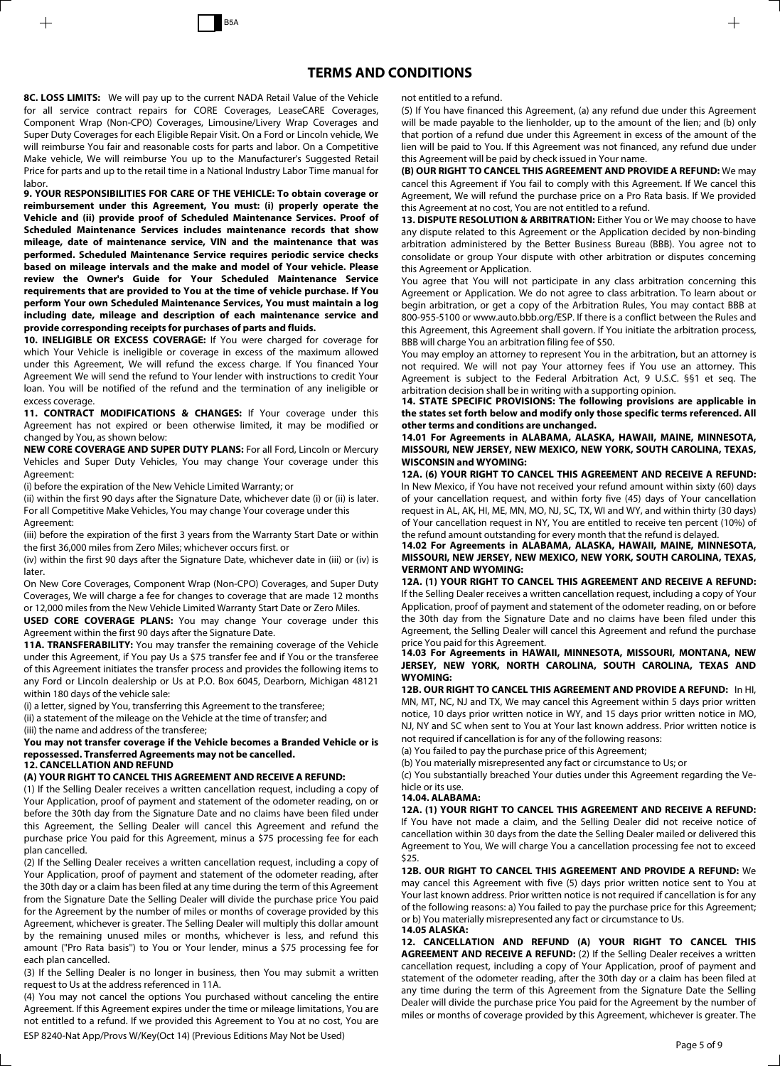## TERMS AND CONDITIONS

**8C. LOSS LIMITS:** We will pay up to the current NADA Retail Value of the Vehicle for all service contract repairs for CORE Coverages, LeaseCARE Coverages, Component Wrap (Non-CPO) Coverages, Limousine/Livery Wrap Coverages and Super Duty Coverages for each Eligible Repair Visit. On a Ford or Lincoln vehicle, We will reimburse You fair and reasonable costs for parts and labor. On a Competitive Make vehicle, We will reimburse You up to the Manufacturer's Suggested Retail Price for parts and up to the retail time in a National Industry Labor Time manual for labor.

**9. YOUR RESPONSIBILITIES FOR CARE OF THE VEHICLE: To obtain coverage or reimbursement under this Agreement, You must: (i) properly operate the Vehicle and (ii) provide proof of Scheduled Maintenance Services. Proof of Scheduled Maintenance Services includes maintenance records that show mileage, date of maintenance service, VIN and the maintenance that was performed. Scheduled Maintenance Service requires periodic service checks based on mileage intervals and the make and model of Your vehicle. Please review the Owner's Guide for Your Scheduled Maintenance Service requirements that are provided to You at the time of vehicle purchase. If You perform Your own Scheduled Maintenance Services, You must maintain a log including date, mileage and description of each maintenance service and provide corresponding receipts for purchases of parts and fluids.**

**10. INELIGIBLE OR EXCESS COVERAGE:** If You were charged for coverage for which Your Vehicle is ineligible or coverage in excess of the maximum allowed under this Agreement, We will refund the excess charge. If You financed Your Agreement We will send the refund to Your lender with instructions to credit Your loan. You will be notified of the refund and the termination of any ineligible or excess coverage.

**11. CONTRACT MODIFICATIONS & CHANGES:** If Your coverage under this Agreement has not expired or been otherwise limited, it may be modified or changed by You, as shown below:

**NEW CORE COVERAGE AND SUPER DUTY PLANS:** For all Ford, Lincoln or Mercury Vehicles and Super Duty Vehicles, You may change Your coverage under this Agreement:

(i) before the expiration of the New Vehicle Limited Warranty; or

(ii) within the first 90 days after the Signature Date, whichever date (i) or (ii) is later.

For all Competitive Make Vehicles, You may change Your coverage under this Agreement:

(iii) before the expiration of the first 3 years from the Warranty Start Date or within the first 36,000 miles from Zero Miles; whichever occurs first. or

(iv) within the first 90 days after the Signature Date, whichever date in (iii) or (iv) is later.

On New Core Coverages, Component Wrap (Non-CPO) Coverages, and Super Duty Coverages, We will charge a fee for changes to coverage that are made 12 months or 12,000 miles from the New Vehicle Limited Warranty Start Date or Zero Miles.

**USED CORE COVERAGE PLANS:** You may change Your coverage under this Agreement within the first 90 days after the Signature Date.

**11A. TRANSFERABILITY:** You may transfer the remaining coverage of the Vehicle under this Agreement, if You pay Us a $75 transfer fee and if You or the transferee of this Agreement initiates the transfer process and provides the following items to any Ford or Lincoln dealership or Us at P.O. Box 6045, Dearborn, Michigan 48121 within 180 days of the vehicle sale:

(i) a letter, signed by You, transferring this Agreement to the transferee;

(ii) a statement of the mileage on the Vehicle at the time of transfer; and

(iii) the name and address of the transferee;

**You may not transfer coverage if the Vehicle becomes a Branded Vehicle or is repossessed. Transferred Agreements may not be cancelled.**

**12. CANCELLATION AND REFUND**

**(A) YOUR RIGHT TO CANCEL THIS AGREEMENT AND RECEIVE A REFUND:**

(1) If the Selling Dealer receives a written cancellation request, including a copy of Your Application, proof of payment and statement of the odometer reading, on or before the 30th day from the Signature Date and no claims have been filed under this Agreement, the Selling Dealer will cancel this Agreement and refund the purchase price You paid for this Agreement, minus a $75 processing fee for each plan cancelled.

(2) If the Selling Dealer receives a written cancellation request, including a copy of Your Application, proof of payment and statement of the odometer reading, after the 30th day or a claim has been filed at any time during the term of this Agreement from the Signature Date the Selling Dealer will divide the purchase price You paid for the Agreement by the number of miles or months of coverage provided by this Agreement, whichever is greater. The Selling Dealer will multiply this dollar amount by the remaining unused miles or months, whichever is less, and refund this amount ("Pro Rata basis") to You or Your lender, minus a $75 processing fee for each plan cancelled.

(3) If the Selling Dealer is no longer in business, then You may submit a written request to Us at the address referenced in 11A.

(4) You may not cancel the options You purchased without canceling the entire Agreement. If this Agreement expires under the time or mileage limitations, You are not entitled to a refund. If We provided this Agreement to You at no cost, You are not entitled to a refund.

(5) If You have financed this Agreement, (a) any refund due under this Agreement will be made payable to the lienholder, up to the amount of the lien; and (b) only that portion of a refund due under this Agreement in excess of the amount of the lien will be paid to You. If this Agreement was not financed, any refund due under this Agreement will be paid by check issued in Your name.

**(B) OUR RIGHT TO CANCEL THIS AGREEMENT AND PROVIDE A REFUND:** We may cancel this Agreement if You fail to comply with this Agreement. If We cancel this Agreement, We will refund the purchase price on a Pro Rata basis. If We provided this Agreement at no cost, You are not entitled to a refund.

**13. DISPUTE RESOLUTION & ARBITRATION:** Either You or We may choose to have any dispute related to this Agreement or the Application decided by non-binding arbitration administered by the Better Business Bureau (BBB). You agree not to consolidate or group Your dispute with other arbitration or disputes concerning this Agreement or Application.

You agree that You will not participate in any class arbitration concerning this Agreement or Application. We do not agree to class arbitration. To learn about or begin arbitration, or get a copy of the Arbitration Rules, You may contact BBB at 800-955-5100 or www.auto.bbb.org/ESP. If there is a conflict between the Rules and this Agreement, this Agreement shall govern. If You initiate the arbitration process, BBB will charge You an arbitration filing fee of $50.

You may employ an attorney to represent You in the arbitration, but an attorney is not required. We will not pay Your attorney fees if You use an attorney. This Agreement is subject to the Federal Arbitration Act, 9 U.S.C. §§1 et seq. The arbitration decision shall be in writing with a supporting opinion.

**14. STATE SPECIFIC PROVISIONS: The following provisions are applicable in the states set forth below and modify only those specific terms referenced. All other terms and conditions are unchanged.**

**14.01 For Agreements in ALABAMA, ALASKA, HAWAII, MAINE, MINNESOTA, MISSOURI, NEW JERSEY, NEW MEXICO, NEW YORK, SOUTH CAROLINA, TEXAS, WISCONSIN and WYOMING:**

**12A. (6) YOUR RIGHT TO CANCEL THIS AGREEMENT AND RECEIVE A REFUND:** In New Mexico, if You have not received your refund amount within sixty (60) days of your cancellation request, and within forty five (45) days of Your cancellation request in AL, AK, HI, ME, MN, MO, NJ, SC, TX, WI and WY, and within thirty (30 days) of Your cancellation request in NY, You are entitled to receive ten percent (10%) of the refund amount outstanding for every month that the refund is delayed.

**14.02 For Agreements in ALABAMA, ALASKA, HAWAII, MAINE, MINNESOTA, MISSOURI, NEW JERSEY, NEW MEXICO, NEW YORK, SOUTH CAROLINA, TEXAS, VERMONT AND WYOMING:**

**12A. (1) YOUR RIGHT TO CANCEL THIS AGREEMENT AND RECEIVE A REFUND:** If the Selling Dealer receives a written cancellation request, including a copy of Your Application, proof of payment and statement of the odometer reading, on or before the 30th day from the Signature Date and no claims have been filed under this Agreement, the Selling Dealer will cancel this Agreement and refund the purchase price You paid for this Agreement.

**14.03 For Agreements in HAWAII, MINNESOTA, MISSOURI, MONTANA, NEW JERSEY, NEW YORK, NORTH CAROLINA, SOUTH CAROLINA, TEXAS AND WYOMING:**

**12B. OUR RIGHT TO CANCEL THIS AGREEMENT AND PROVIDE A REFUND:** In HI, MN, MT, NC, NJ and TX, We may cancel this Agreement within 5 days prior written notice, 10 days prior written notice in WY, and 15 days prior written notice in MO, NJ, NY and SC when sent to You at Your last known address. Prior written notice is not required if cancellation is for any of the following reasons:

(a) You failed to pay the purchase price of this Agreement;

(b) You materially misrepresented any fact or circumstance to Us; or

(c) You substantially breached Your duties under this Agreement regarding the Vehicle or its use.

**14.04. ALABAMA:**

**12A. (1) YOUR RIGHT TO CANCEL THIS AGREEMENT AND RECEIVE A REFUND:** If You have not made a claim, and the Selling Dealer did not receive notice of cancellation within 30 days from the date the Selling Dealer mailed or delivered this Agreement to You, We will charge You a cancellation processing fee not to exceed $25.

**12B. OUR RIGHT TO CANCEL THIS AGREEMENT AND PROVIDE A REFUND:** We may cancel this Agreement with five (5) days prior written notice sent to You at Your last known address. Prior written notice is not required if cancellation is for any of the following reasons: a) You failed to pay the purchase price for this Agreement; or b) You materially misrepresented any fact or circumstance to Us.

**14.05 ALASKA:**

**12. CANCELLATION AND REFUND (A) YOUR RIGHT TO CANCEL THIS AGREEMENT AND RECEIVE A REFUND:** (2) If the Selling Dealer receives a written cancellation request, including a copy of Your Application, proof of payment and statement of the odometer reading, after the 30th day or a claim has been filed at any time during the term of this Agreement from the Signature Date the Selling Dealer will divide the purchase price You paid for the Agreement by the number of miles or months of coverage provided by this Agreement, whichever is greater. The

ESP 8240-Nat App/Provs W/Key(Oct 14) (Previous Editions May Not be Used)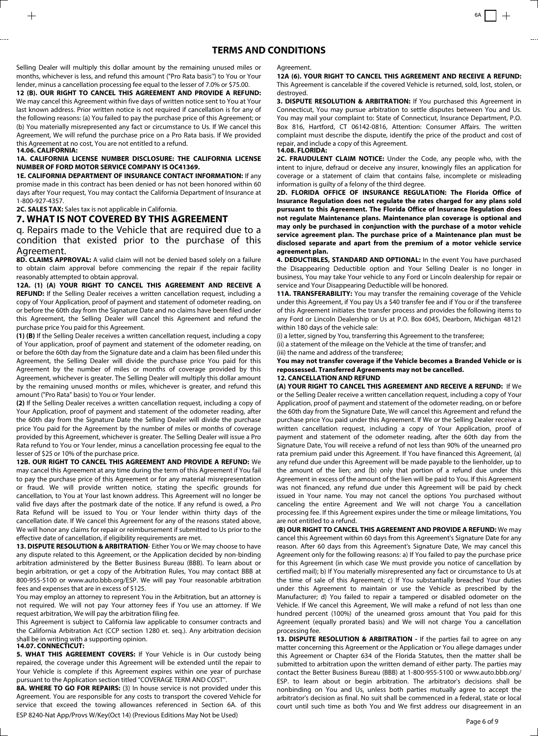## TERMS AND CONDITIONS

Selling Dealer will multiply this dollar amount by the remaining unused miles or months, whichever is less, and refund this amount ("Pro Rata basis") to You or Your lender, minus a cancellation processing fee equal to the lesser of 7.0% or $75.00.

**12 (B). OUR RIGHT TO CANCEL THIS AGREEMENT AND PROVIDE A REFUND:** We may cancel this Agreement within five days of written notice sent to You at Your last known address. Prior written notice is not required if cancellation is for any of the following reasons: (a) You failed to pay the purchase price of this Agreement; or (b) You materially misrepresented any fact or circumstance to Us. If We cancel this Agreement, We will refund the purchase price on a Pro Rata basis. If We provided this Agreement at no cost, You are not entitled to a refund.

**14.06. CALIFORNIA:**

**1A. CALIFORNIA LICENSE NUMBER DISCLOSURE: THE CALIFORNIA LICENSE NUMBER OF FORD MOTOR SERVICE COMPANY IS OC41369.**

**1E. CALIFORNIA DEPARTMENT OF INSURANCE CONTACT INFORMATION:** If any promise made in this contract has been denied or has not been honored within 60 days after Your request, You may contact the California Department of Insurance at 1-800-927-4357.

**2C. SALES TAX:** Sales tax is not applicable in California.

## 7. WHAT IS NOT COVERED BY THIS AGREEMENT

q. Repairs made to the Vehicle that are required due to a condition that existed prior to the purchase of this Agreement.

**8D. CLAIMS APPROVAL:** A valid claim will not be denied based solely on a failure to obtain claim approval before commencing the repair if the repair facility reasonably attempted to obtain approval.

**12A. (1) (A) YOUR RIGHT TO CANCEL THIS AGREEMENT AND RECEIVE A REFUND:** If the Selling Dealer receives a written cancellation request, including a copy of Your Application, proof of payment and statement of odometer reading, on or before the 60th day from the Signature Date and no claims have been filed under this Agreement, the Selling Dealer will cancel this Agreement and refund the purchase price You paid for this Agreement.

**(1) (B)** If the Selling Dealer receives a written cancellation request, including a copy of Your application, proof of payment and statement of the odometer reading, on or before the 60th day from the Signature date and a claim has been filed under this Agreement, the Selling Dealer will divide the purchase price You paid for this Agreement by the number of miles or months of coverage provided by this Agreement, whichever is greater. The Selling Dealer will multiply this dollar amount by the remaining unused months or miles, whichever is greater, and refund this amount ("Pro Rata" basis) to You or Your lender.

**(2)** If the Selling Dealer receives a written cancellation request, including a copy of Your Application, proof of payment and statement of the odometer reading, after the 60th day from the Signature Date the Selling Dealer will divide the purchase price You paid for the Agreement by the number of miles or months of coverage provided by this Agreement, whichever is greater. The Selling Dealer will issue a Pro Rata refund to You or Your lender, minus a cancellation processing fee equal to the lesser of $25 or 10% of the purchase price.

**12B. OUR RIGHT TO CANCEL THIS AGREEMENT AND PROVIDE A REFUND:** We may cancel this Agreement at any time during the term of this Agreement if You fail to pay the purchase price of this Agreement or for any material misrepresentation or fraud. We will provide written notice, stating the specific grounds for cancellation, to You at Your last known address. This Agreement will no longer be valid five days after the postmark date of the notice. If any refund is owed, a Pro Rata Refund will be issued to You or Your lender within thirty days of the cancellation date. If We cancel this Agreement for any of the reasons stated above, We will honor any claims for repair or reimbursement if submitted to Us prior to the effective date of cancellation, if eligibility requirements are met.

**13. DISPUTE RESOLUTION & ARBITRATION**- Either You or We may choose to have any dispute related to this Agreement, or the Application decided by non-binding arbitration administered by the Better Business Bureau (BBB). To learn about or begin arbitration, or get a copy of the Arbitration Rules, You may contact BBB at 800-955-5100 or www.auto.bbb.org/ESP. We will pay Your reasonable arbitration fees and expenses that are in excess of $125.

You may employ an attorney to represent You in the Arbitration, but an attorney is not required. We will not pay Your attorney fees if You use an attorney. If We request arbitration, We will pay the arbitration filing fee.

This Agreement is subject to California law applicable to consumer contracts and the California Arbitration Act (CCP section 1280 et. seq.). Any arbitration decision shall be in writing with a supporting opinion.

**14.07. CONNECTICUT:**

**5. WHAT THIS AGREEMENT COVERS:** If Your Vehicle is in Our custody being repaired, the coverage under this Agreement will be extended until the repair to Your Vehicle is complete if this Agreement expires within one year of purchase pursuant to the Application section titled "COVERAGE TERM AND COST".

**8A. WHERE TO GO FOR REPAIRS:** (3) In house service is not provided under this Agreement. You are responsible for any costs to transport the covered Vehicle for service that exceed the towing allowances referenced in Section 6A. of this Agreement.

**12A (6). YOUR RIGHT TO CANCEL THIS AGREEMENT AND RECEIVE A REFUND:** This Agreement is cancelable if the covered Vehicle is returned, sold, lost, stolen, or destroyed.

**3. DISPUTE RESOLUTION & ARBITRATION:** If You purchased this Agreement in Connecticut, You may pursue arbitration to settle disputes between You and Us. You may mail your complaint to: State of Connecticut, Insurance Department, P.O. Box 816, Hartford, CT 06142-0816, Attention: Consumer Affairs. The written complaint must describe the dispute, identify the price of the product and cost of repair, and include a copy of this Agreement.

**14.08. FLORIDA:**

**2C. FRAUDULENT CLAIM NOTICE:** Under the Code, any people who, with the intent to injure, defraud or deceive any insurer, knowingly files an application for coverage or a statement of claim that contains false, incomplete or misleading information is guilty of a felony of the third degree.

**2D. FLORIDA OFFICE OF INSURANCE REGULATION: The Florida Office of Insurance Regulation does not regulate the rates charged for any plans sold pursuant to this Agreement. The Florida Office of Insurance Regulation does not regulate Maintenance plans. Maintenance plan coverage is optional and may only be purchased in conjunction with the purchase of a motor vehicle service agreement plan. The purchase price of a Maintenance plan must be disclosed separate and apart from the premium of a motor vehicle service agreement plan.**

**4. DEDUCTIBLES, STANDARD AND OPTIONAL:** In the event You have purchased the Disappearing Deductible option and Your Selling Dealer is no longer in business, You may take Your vehicle to any Ford or Lincoln dealership for repair or service and Your Disappearing Deductible will be honored.

**11A. TRANSFERABILITY:** You may transfer the remaining coverage of the Vehicle under this Agreement, if You pay Us a $40 transfer fee and if You or if the transferee of this Agreement initiates the transfer process and provides the following items to any Ford or Lincoln Dealership or Us at P.O. Box 6045, Dearborn, Michigan 48121 within 180 days of the vehicle sale:

(i) a letter, signed by You, transferring this Agreement to the transferee;
(ii) a statement of the mileage on the Vehicle at the time of transfer; and
(iii) the name and address of the transferee;

**You may not transfer coverage if the Vehicle becomes a Branded Vehicle or is repossessed. Transferred Agreements may not be cancelled.**

**12. CANCELLATION AND REFUND**

**(A) YOUR RIGHT TO CANCEL THIS AGREEMENT AND RECEIVE A REFUND:** If We or the Selling Dealer receive a written cancellation request, including a copy of Your Application, proof of payment and statement of the odometer reading, on or before the 60th day from the Signature Date, We will cancel this Agreement and refund the purchase price You paid under this Agreement. If We or the Selling Dealer receive a written cancellation request, including a copy of Your Application, proof of payment and statement of the odometer reading, after the 60th day from the Signature Date, You will receive a refund of not less than 90% of the unearned pro rata premium paid under this Agreement. If You have financed this Agreement, (a) any refund due under this Agreement will be made payable to the lienholder, up to the amount of the lien; and (b) only that portion of a refund due under this Agreement in excess of the amount of the lien will be paid to You. If this Agreement was not financed, any refund due under this Agreement will be paid by check issued in Your name. You may not cancel the options You purchased without canceling the entire Agreement and We will not charge You a cancellation processing fee. If this Agreement expires under the time or mileage limitations, You are not entitled to a refund.

**(B) OUR RIGHT TO CANCEL THIS AGREEMENT AND PROVIDE A REFUND:** We may cancel this Agreement within 60 days from this Agreement's Signature Date for any reason. After 60 days from this Agreement's Signature Date, We may cancel this Agreement only for the following reasons: a) If You failed to pay the purchase price for this Agreement (in which case We must provide you notice of cancellation by certified mail); b) If You materially misrepresented any fact or circumstance to Us at the time of sale of this Agreement; c) If You substantially breached Your duties under this Agreement to maintain or use the Vehicle as prescribed by the Manufacturer; d) You failed to repair a tampered or disabled odometer on the Vehicle. If We cancel this Agreement, We will make a refund of not less than one hundred percent (100%) of the unearned gross amount that You paid for this Agreement (equally prorated basis) and We will not charge You a cancellation processing fee.

**13. DISPUTE RESOLUTION & ARBITRATION -** If the parties fail to agree on any matter concerning this Agreement or the Application or You allege damages under this Agreement or Chapter 634 of the Florida Statutes, then the matter shall be submitted to arbitration upon the written demand of either party. The parties may contact the Better Business Bureau (BBB) at 1-800-955-5100 or www.auto.bbb.org/ESP. to learn about or begin arbitration. The arbitrator's decisions shall be nonbinding on You and Us, unless both parties mutually agree to accept the arbitrator's decision as final. No suit shall be commenced in a federal, state or local court until such time as both You and We first address our disagreement in an

ESP 8240-Nat App/Provs W/Key(Oct 14) (Previous Editions May Not be Used)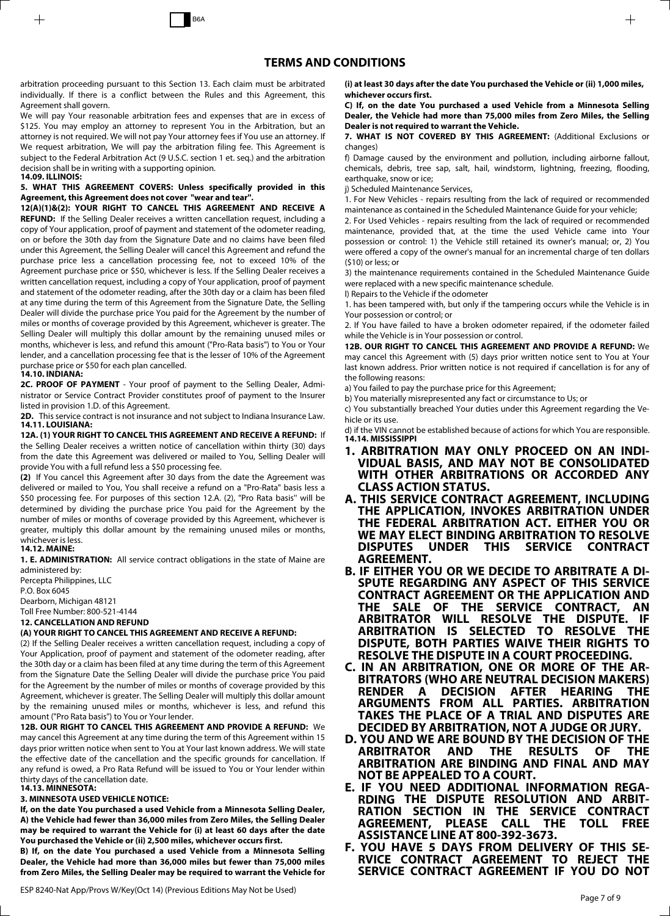# TERMS AND CONDITIONS

arbitration proceeding pursuant to this Section 13. Each claim must be arbitrated individually. If there is a conflict between the Rules and this Agreement, this Agreement shall govern.

We will pay Your reasonable arbitration fees and expenses that are in excess of $125. You may employ an attorney to represent You in the Arbitration, but an attorney is not required. We will not pay Your attorney fees if You use an attorney. If We request arbitration, We will pay the arbitration filing fee. This Agreement is subject to the Federal Arbitration Act (9 U.S.C. section 1 et. seq.) and the arbitration decision shall be in writing with a supporting opinion.

### 14.09. ILLINOIS:

**5. WHAT THIS AGREEMENT COVERS: Unless specifically provided in this Agreement, this Agreement does not cover "wear and tear".**

**12(A)(1)&(2): YOUR RIGHT TO CANCEL THIS AGREEMENT AND RECEIVE A REFUND:** If the Selling Dealer receives a written cancellation request, including a copy of Your application, proof of payment and statement of the odometer reading, on or before the 30th day from the Signature Date and no claims have been filed under this Agreement, the Selling Dealer will cancel this Agreement and refund the purchase price less a cancellation processing fee, not to exceed 10% of the Agreement purchase price or $50, whichever is less. If the Selling Dealer receives a written cancellation request, including a copy of Your application, proof of payment and statement of the odometer reading, after the 30th day or a claim has been filed at any time during the term of this Agreement from the Signature Date, the Selling Dealer will divide the purchase price You paid for the Agreement by the number of miles or months of coverage provided by this Agreement, whichever is greater. The Selling Dealer will multiply this dollar amount by the remaining unused miles or months, whichever is less, and refund this amount ("Pro-Rata basis") to You or Your lender, and a cancellation processing fee that is the lesser of 10% of the Agreement purchase price or $50 for each plan cancelled.

### 14.10. INDIANA:

**2C. PROOF OF PAYMENT** - Your proof of payment to the Selling Dealer, Administrator or Service Contract Provider constitutes proof of payment to the Insurer listed in provision 1.D. of this Agreement.

**2D.** This service contract is not insurance and not subject to Indiana Insurance Law.

### 14.11. LOUISIANA:

**12A. (1) YOUR RIGHT TO CANCEL THIS AGREEMENT AND RECEIVE A REFUND:** If the Selling Dealer receives a written notice of cancellation within thirty (30) days from the date this Agreement was delivered or mailed to You, Selling Dealer will provide You with a full refund less a $50 processing fee.

**(2)** If You cancel this Agreement after 30 days from the date the Agreement was delivered or mailed to You, You shall receive a refund on a "Pro-Rata" basis less a $50 processing fee. For purposes of this section 12.A. (2), "Pro Rata basis" will be determined by dividing the purchase price You paid for the Agreement by the number of miles or months of coverage provided by this Agreement, whichever is greater, multiply this dollar amount by the remaining unused miles or months, whichever is less.

### 14.12. MAINE:

**1. E. ADMINISTRATION:** All service contract obligations in the state of Maine are administered by:

Percepta Philippines, LLC
P.O. Box 6045
Dearborn, Michigan 48121
Toll Free Number: 800-521-4144

**12. CANCELLATION AND REFUND**

**(A) YOUR RIGHT TO CANCEL THIS AGREEMENT AND RECEIVE A REFUND:**

(2) If the Selling Dealer receives a written cancellation request, including a copy of Your Application, proof of payment and statement of the odometer reading, after the 30th day or a claim has been filed at any time during the term of this Agreement from the Signature Date the Selling Dealer will divide the purchase price You paid for the Agreement by the number of miles or months of coverage provided by this Agreement, whichever is greater. The Selling Dealer will multiply this dollar amount by the remaining unused miles or months, whichever is less, and refund this amount ("Pro Rata basis") to You or Your lender.

**12B. OUR RIGHT TO CANCEL THIS AGREEMENT AND PROVIDE A REFUND:** We may cancel this Agreement at any time during the term of this Agreement within 15 days prior written notice when sent to You at Your last known address. We will state the effective date of the cancellation and the specific grounds for cancellation. If any refund is owed, a Pro Rata Refund will be issued to You or Your lender within thirty days of the cancellation date.

### 14.13. MINNESOTA:

**3. MINNESOTA USED VEHICLE NOTICE:**

**If, on the date You purchased a used Vehicle from a Minnesota Selling Dealer, A) the Vehicle had fewer than 36,000 miles from Zero Miles, the Selling Dealer may be required to warrant the Vehicle for (i) at least 60 days after the date You purchased the Vehicle or (ii) 2,500 miles, whichever occurs first.**

**B) If, on the date You purchased a used Vehicle from a Minnesota Selling Dealer, the Vehicle had more than 36,000 miles but fewer than 75,000 miles from Zero Miles, the Selling Dealer may be required to warrant the Vehicle for (i) at least 30 days after the date You purchased the Vehicle or (ii) 1,000 miles, whichever occurs first.**

**C) If, on the date You purchased a used Vehicle from a Minnesota Selling Dealer, the Vehicle had more than 75,000 miles from Zero Miles, the Selling Dealer is not required to warrant the Vehicle.**

**7. WHAT IS NOT COVERED BY THIS AGREEMENT:** (Additional Exclusions or changes)

f) Damage caused by the environment and pollution, including airborne fallout, chemicals, debris, tree sap, salt, hail, windstorm, lightning, freezing, flooding, earthquake, snow or ice;

j) Scheduled Maintenance Services,

1. For New Vehicles - repairs resulting from the lack of required or recommended maintenance as contained in the Scheduled Maintenance Guide for your vehicle;

2. For Used Vehicles - repairs resulting from the lack of required or recommended maintenance, provided that, at the time the used Vehicle came into Your possession or control: 1) the Vehicle still retained its owner's manual; or, 2) You were offered a copy of the owner's manual for an incremental charge of ten dollars ($10) or less; or

3) the maintenance requirements contained in the Scheduled Maintenance Guide were replaced with a new specific maintenance schedule.

l) Repairs to the Vehicle if the odometer

1. has been tampered with, but only if the tampering occurs while the Vehicle is in Your possession or control; or

2. If You have failed to have a broken odometer repaired, if the odometer failed while the Vehicle is in Your possession or control.

**12B. OUR RIGHT TO CANCEL THIS AGREEMENT AND PROVIDE A REFUND:** We may cancel this Agreement with (5) days prior written notice sent to You at Your last known address. Prior written notice is not required if cancellation is for any of the following reasons:

a) You failed to pay the purchase price for this Agreement;

b) You materially misrepresented any fact or circumstance to Us; or

c) You substantially breached Your duties under this Agreement regarding the Vehicle or its use.

d) if the VIN cannot be established because of actions for which You are responsible.

### 14.14. MISSISSIPPI

**1. ARBITRATION MAY ONLY PROCEED ON AN INDIVIDUAL BASIS, AND MAY NOT BE CONSOLIDATED WITH OTHER ARBITRATIONS OR ACCORDED ANY CLASS ACTION STATUS.**

**A. THIS SERVICE CONTRACT AGREEMENT, INCLUDING THE APPLICATION, INVOKES ARBITRATION UNDER THE FEDERAL ARBITRATION ACT. EITHER YOU OR WE MAY ELECT BINDING ARBITRATION TO RESOLVE DISPUTES UNDER THIS SERVICE CONTRACT AGREEMENT.**

**B. IF EITHER YOU OR WE DECIDE TO ARBITRATE A DISPUTE REGARDING ANY ASPECT OF THIS SERVICE CONTRACT AGREEMENT OR THE APPLICATION AND THE SALE OF THE SERVICE CONTRACT, AN ARBITRATOR WILL RESOLVE THE DISPUTE. IF ARBITRATION IS SELECTED TO RESOLVE THE DISPUTE, BOTH PARTIES WAIVE THEIR RIGHTS TO RESOLVE THE DISPUTE IN A COURT PROCEEDING.**

**C. IN AN ARBITRATION, ONE OR MORE OF THE ARBITRATORS (WHO ARE NEUTRAL DECISION MAKERS) RENDER A DECISION AFTER HEARING THE ARGUMENTS FROM ALL PARTIES. ARBITRATION TAKES THE PLACE OF A TRIAL AND DISPUTES ARE DECIDED BY ARBITRATION, NOT A JUDGE OR JURY.**

**D. YOU AND WE ARE BOUND BY THE DECISION OF THE ARBITRATOR AND THE RESULTS OF THE ARBITRATION ARE BINDING AND FINAL AND MAY NOT BE APPEALED TO A COURT.**

**E. IF YOU NEED ADDITIONAL INFORMATION REGARDING THE DISPUTE RESOLUTION AND ARBITRATION SECTION IN THE SERVICE CONTRACT AGREEMENT, PLEASE CALL THE TOLL FREE ASSISTANCE LINE AT 800-392-3673.**

**F. YOU HAVE 5 DAYS FROM DELIVERY OF THIS SERVICE CONTRACT AGREEMENT TO REJECT THE SERVICE CONTRACT AGREEMENT IF YOU DO NOT**

ESP 8240-Nat App/Provs W/Key(Oct 14) (Previous Editions May Not be Used)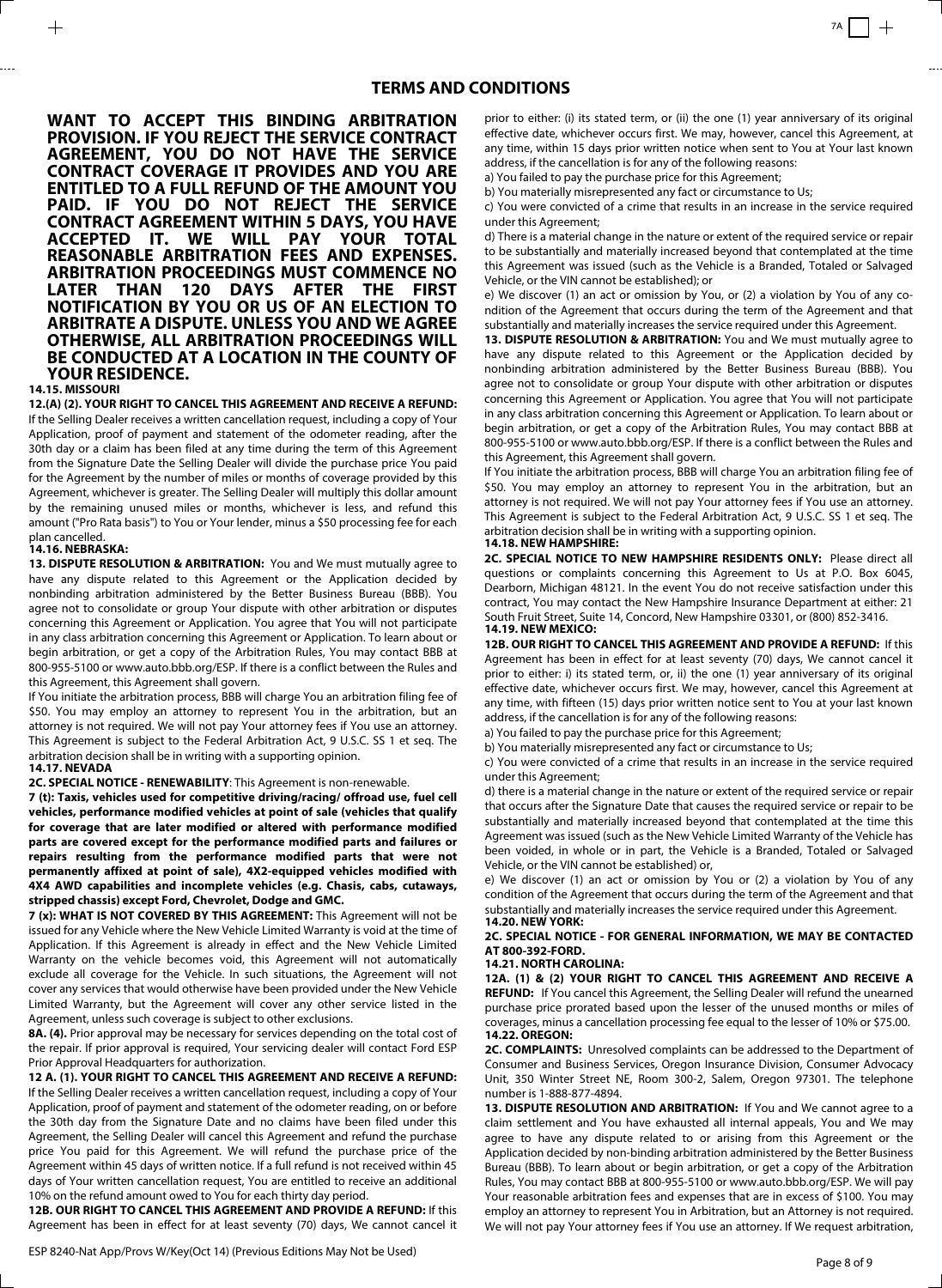## TERMS AND CONDITIONS

**WANT TO ACCEPT THIS BINDING ARBITRATION PROVISION. IF YOU REJECT THE SERVICE CONTRACT AGREEMENT, YOU DO NOT HAVE THE SERVICE CONTRACT COVERAGE IT PROVIDES AND YOU ARE ENTITLED TO A FULL REFUND OF THE AMOUNT YOU PAID. IF YOU DO NOT REJECT THE SERVICE CONTRACT AGREEMENT WITHIN 5 DAYS, YOU HAVE ACCEPTED IT. WE WILL PAY YOUR TOTAL REASONABLE ARBITRATION FEES AND EXPENSES. ARBITRATION PROCEEDINGS MUST COMMENCE NO LATER THAN 120 DAYS AFTER THE FIRST NOTIFICATION BY YOU OR US OF AN ELECTION TO ARBITRATE A DISPUTE. UNLESS YOU AND WE AGREE OTHERWISE, ALL ARBITRATION PROCEEDINGS WILL BE CONDUCTED AT A LOCATION IN THE COUNTY OF YOUR RESIDENCE.**

### 14.15. MISSOURI

**12.(A) (2). YOUR RIGHT TO CANCEL THIS AGREEMENT AND RECEIVE A REFUND:** If the Selling Dealer receives a written cancellation request, including a copy of Your Application, proof of payment and statement of the odometer reading, after the 30th day or a claim has been filed at any time during the term of this Agreement from the Signature Date the Selling Dealer will divide the purchase price You paid for the Agreement by the number of miles or months of coverage provided by this Agreement, whichever is greater. The Selling Dealer will multiply this dollar amount by the remaining unused miles or months, whichever is less, and refund this amount ("Pro Rata basis") to You or Your lender, minus a $50 processing fee for each plan cancelled.

### 14.16. NEBRASKA:

**13. DISPUTE RESOLUTION & ARBITRATION:** You and We must mutually agree to have any dispute related to this Agreement or the Application decided by nonbinding arbitration administered by the Better Business Bureau (BBB). You agree not to consolidate or group Your dispute with other arbitration or disputes concerning this Agreement or Application. You agree that You will not participate in any class arbitration concerning this Agreement or Application. To learn about or begin arbitration, or get a copy of the Arbitration Rules, You may contact BBB at 800-955-5100 or www.auto.bbb.org/ESP. If there is a conflict between the Rules and this Agreement, this Agreement shall govern.

If You initiate the arbitration process, BBB will charge You an arbitration filing fee of $50. You may employ an attorney to represent You in the arbitration, but an attorney is not required. We will not pay Your attorney fees if You use an attorney. This Agreement is subject to the Federal Arbitration Act, 9 U.S.C. SS 1 et seq. The arbitration decision shall be in writing with a supporting opinion.

### 14.17. NEVADA

**2C. SPECIAL NOTICE - RENEWABILITY**: This Agreement is non-renewable.

**7 (t): Taxis, vehicles used for competitive driving/racing/ offroad use, fuel cell vehicles, performance modified vehicles at point of sale (vehicles that qualify for coverage that are later modified or altered with performance modified parts are covered except for the performance modified parts and failures or repairs resulting from the performance modified parts that were not permanently affixed at point of sale), 4X2-equipped vehicles modified with 4X4 AWD capabilities and incomplete vehicles (e.g. Chasis, cabs, cutaways, stripped chassis) except Ford, Chevrolet, Dodge and GMC.**

**7 (x): WHAT IS NOT COVERED BY THIS AGREEMENT:** This Agreement will not be issued for any Vehicle where the New Vehicle Limited Warranty is void at the time of Application. If this Agreement is already in effect and the New Vehicle Limited Warranty on the vehicle becomes void, this Agreement will not automatically exclude all coverage for the Vehicle. In such situations, the Agreement will not cover any services that would otherwise have been provided under the New Vehicle Limited Warranty, but the Agreement will cover any other service listed in the Agreement, unless such coverage is subject to other exclusions.

**8A. (4).** Prior approval may be necessary for services depending on the total cost of the repair. If prior approval is required, Your servicing dealer will contact Ford ESP Prior Approval Headquarters for authorization.

**12 A. (1). YOUR RIGHT TO CANCEL THIS AGREEMENT AND RECEIVE A REFUND:** If the Selling Dealer receives a written cancellation request, including a copy of Your Application, proof of payment and statement of the odometer reading, on or before the 30th day from the Signature Date and no claims have been filed under this Agreement, the Selling Dealer will cancel this Agreement and refund the purchase price You paid for this Agreement. We will refund the purchase price of the Agreement within 45 days of written notice. If a full refund is not received within 45 days of Your written cancellation request, You are entitled to receive an additional 10% on the refund amount owed to You for each thirty day period.

**12B. OUR RIGHT TO CANCEL THIS AGREEMENT AND PROVIDE A REFUND:** If this Agreement has been in effect for at least seventy (70) days, We cannot cancel it prior to either: (i) its stated term, or (ii) the one (1) year anniversary of its original effective date, whichever occurs first. We may, however, cancel this Agreement, at any time, within 15 days prior written notice when sent to You at Your last known address, if the cancellation is for any of the following reasons:

a) You failed to pay the purchase price for this Agreement;

b) You materially misrepresented any fact or circumstance to Us;

c) You were convicted of a crime that results in an increase in the service required under this Agreement;

d) There is a material change in the nature or extent of the required service or repair to be substantially and materially increased beyond that contemplated at the time this Agreement was issued (such as the Vehicle is a Branded, Totaled or Salvaged Vehicle, or the VIN cannot be established); or

e) We discover (1) an act or omission by You, or (2) a violation by You of any condition of the Agreement that occurs during the term of the Agreement and that substantially and materially increases the service required under this Agreement.

**13. DISPUTE RESOLUTION & ARBITRATION:** You and We must mutually agree to have any dispute related to this Agreement or the Application decided by nonbinding arbitration administered by the Better Business Bureau (BBB). You agree not to consolidate or group Your dispute with other arbitration or disputes concerning this Agreement or Application. You agree that You will not participate in any class arbitration concerning this Agreement or Application. To learn about or begin arbitration, or get a copy of the Arbitration Rules, You may contact BBB at 800-955-5100 or www.auto.bbb.org/ESP. If there is a conflict between the Rules and this Agreement, this Agreement shall govern.

If You initiate the arbitration process, BBB will charge You an arbitration filing fee of $50. You may employ an attorney to represent You in the arbitration, but an attorney is not required. We will not pay Your attorney fees if You use an attorney. This Agreement is subject to the Federal Arbitration Act, 9 U.S.C. SS 1 et seq. The arbitration decision shall be in writing with a supporting opinion.

### 14.18. NEW HAMPSHIRE:

**2C. SPECIAL NOTICE TO NEW HAMPSHIRE RESIDENTS ONLY:** Please direct all questions or complaints concerning this Agreement to Us at P.O. Box 6045, Dearborn, Michigan 48121. In the event You do not receive satisfaction under this contract, You may contact the New Hampshire Insurance Department at either: 21 South Fruit Street, Suite 14, Concord, New Hampshire 03301, or (800) 852-3416.

### 14.19. NEW MEXICO:

**12B. OUR RIGHT TO CANCEL THIS AGREEMENT AND PROVIDE A REFUND:** If this Agreement has been in effect for at least seventy (70) days, We cannot cancel it prior to either: i) its stated term, or, ii) the one (1) year anniversary of its original effective date, whichever occurs first. We may, however, cancel this Agreement at any time, with fifteen (15) days prior written notice sent to You at your last known address, if the cancellation is for any of the following reasons:

a) You failed to pay the purchase price for this Agreement;

b) You materially misrepresented any fact or circumstance to Us;

c) You were convicted of a crime that results in an increase in the service required under this Agreement;

d) there is a material change in the nature or extent of the required service or repair that occurs after the Signature Date that causes the required service or repair to be substantially and materially increased beyond that contemplated at the time this Agreement was issued (such as the New Vehicle Limited Warranty of the Vehicle has been voided, in whole or in part, the Vehicle is a Branded, Totaled or Salvaged Vehicle, or the VIN cannot be established) or,

e) We discover (1) an act or omission by You or (2) a violation by You of any condition of the Agreement that occurs during the term of the Agreement and that substantially and materially increases the service required under this Agreement.

### 14.20. NEW YORK:

**2C. SPECIAL NOTICE - FOR GENERAL INFORMATION, WE MAY BE CONTACTED AT 800-392-FORD.**

### 14.21. NORTH CAROLINA:

**12A. (1) & (2) YOUR RIGHT TO CANCEL THIS AGREEMENT AND RECEIVE A REFUND:** If You cancel this Agreement, the Selling Dealer will refund the unearned purchase price prorated based upon the lesser of the unused months or miles of coverages, minus a cancellation processing fee equal to the lesser of 10% or $75.00.

### 14.22. OREGON:

**2C. COMPLAINTS:** Unresolved complaints can be addressed to the Department of Consumer and Business Services, Oregon Insurance Division, Consumer Advocacy Unit, 350 Winter Street NE, Room 300-2, Salem, Oregon 97301. The telephone number is 1-888-877-4894.

**13. DISPUTE RESOLUTION AND ARBITRATION:** If You and We cannot agree to a claim settlement and You have exhausted all internal appeals, You and We may agree to have any dispute related to or arising from this Agreement or the Application decided by non-binding arbitration administered by the Better Business Bureau (BBB). To learn about or begin arbitration, or get a copy of the Arbitration Rules, You may contact BBB at 800-955-5100 or www.auto.bbb.org/ESP. We will pay Your reasonable arbitration fees and expenses that are in excess of $100. You may employ an attorney to represent You in Arbitration, but an Attorney is not required. We will not pay Your attorney fees if You use an attorney. If We request arbitration,

ESP 8240-Nat App/Provs W/Key(Oct 14) (Previous Editions May Not be Used)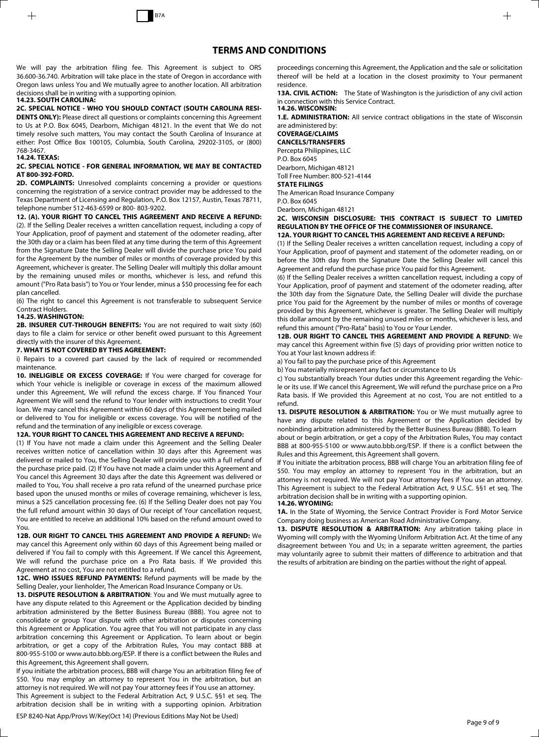## TERMS AND CONDITIONS

We will pay the arbitration filing fee. This Agreement is subject to ORS 36.600-36.740. Arbitration will take place in the state of Oregon in accordance with Oregon laws unless You and We mutually agree to another location. All arbitration decisions shall be in writing with a supporting opinion.

**14.23. SOUTH CAROLINA:**

**2C. SPECIAL NOTICE - WHO YOU SHOULD CONTACT (SOUTH CAROLINA RESIDENTS ONLY):** Please direct all questions or complaints concerning this Agreement to Us at P.O. Box 6045, Dearborn, Michigan 48121. In the event that We do not timely resolve such matters, You may contact the South Carolina of Insurance at either: Post Office Box 100105, Columbia, South Carolina, 29202-3105, or (800) 768-3467.

**14.24. TEXAS:**

**2C. SPECIAL NOTICE - FOR GENERAL INFORMATION, WE MAY BE CONTACTED AT 800-392-FORD.**

**2D. COMPLAINTS:** Unresolved complaints concerning a provider or questions concerning the registration of a service contract provider may be addressed to the Texas Department of Licensing and Regulation, P.O. Box 12157, Austin, Texas 78711, telephone number 512-463-6599 or 800- 803-9202.

**12. (A). YOUR RIGHT TO CANCEL THIS AGREEMENT AND RECEIVE A REFUND:** (2). If the Selling Dealer receives a written cancellation request, including a copy of Your Application, proof of payment and statement of the odometer reading, after the 30th day or a claim has been filed at any time during the term of this Agreement from the Signature Date the Selling Dealer will divide the purchase price You paid for the Agreement by the number of miles or months of coverage provided by this Agreement, whichever is greater. The Selling Dealer will multiply this dollar amount by the remaining unused miles or months, whichever is less, and refund this amount ("Pro Rata basis") to You or Your lender, minus a $50 processing fee for each plan cancelled.

(6) The right to cancel this Agreement is not transferable to subsequent Service Contract Holders.

**14.25. WASHINGTON:**

**2B. INSURER CUT-THROUGH BENEFITS:** You are not required to wait sixty (60) days to file a claim for service or other benefit owed pursuant to this Agreement directly with the insurer of this Agreement.

**7. WHAT IS NOT COVERED BY THIS AGREEMENT:**

i) Repairs to a covered part caused by the lack of required or recommended maintenance.

**10. INELIGIBLE OR EXCESS COVERAGE:** If You were charged for coverage for which Your vehicle is ineligible or coverage in excess of the maximum allowed under this Agreement, We will refund the excess charge. If You financed Your Agreement We will send the refund to Your lender with instructions to credit Your loan. We may cancel this Agreement within 60 days of this Agreement being mailed or delivered to You for ineligible or excess coverage. You will be notified of the refund and the termination of any ineligible or excess coverage.

**12A. YOUR RIGHT TO CANCEL THIS AGREEMENT AND RECEIVE A REFUND:**

(1) If You have not made a claim under this Agreement and the Selling Dealer receives written notice of cancellation within 30 days after this Agreement was delivered or mailed to You, the Selling Dealer will provide you with a full refund of the purchase price paid. (2) If You have not made a claim under this Agreement and You cancel this Agreement 30 days after the date this Agreement was delivered or mailed to You, You shall receive a pro rata refund of the unearned purchase price based upon the unused months or miles of coverage remaining, whichever is less, minus a $25 cancellation processing fee. (6) If the Selling Dealer does not pay You the full refund amount within 30 days of Our receipt of Your cancellation request, You are entitled to receive an additional 10% based on the refund amount owed to You.

**12B. OUR RIGHT TO CANCEL THIS AGREEMENT AND PROVIDE A REFUND:** We may cancel this Agreement only within 60 days of this Agreement being mailed or delivered if You fail to comply with this Agreement. If We cancel this Agreement, We will refund the purchase price on a Pro Rata basis. If We provided this Agreement at no cost, You are not entitled to a refund.

**12C. WHO ISSUES REFUND PAYMENTS:** Refund payments will be made by the Selling Dealer, your lienholder, The American Road Insurance Company or Us.

**13. DISPUTE RESOLUTION & ARBITRATION**: You and We must mutually agree to have any dispute related to this Agreement or the Application decided by binding arbitration administered by the Better Business Bureau (BBB). You agree not to consolidate or group Your dispute with other arbitration or disputes concerning this Agreement or Application. You agree that You will not participate in any class arbitration concerning this Agreement or Application. To learn about or begin arbitration, or get a copy of the Arbitration Rules, You may contact BBB at 800-955-5100 or www.auto.bbb.org/ESP. If there is a conflict between the Rules and this Agreement, this Agreement shall govern.

If You initiate the arbitration process, BBB will charge You an arbitration filing fee of $50. You may employ an attorney to represent You in the arbitration, but an attorney is not required. We will not pay Your attorney fees if You use an attorney.

This Agreement is subject to the Federal Arbitration Act, 9 U.S.C. §§1 et seq. The arbitration decision shall be in writing with a supporting opinion. Arbitration proceedings concerning this Agreement, the Application and the sale or solicitation thereof will be held at a location in the closest proximity to Your permanent residence.

**13A. CIVIL ACTION:** The State of Washington is the jurisdiction of any civil action in connection with this Service Contract.

**14.26. WISCONSIN:**

**1.E. ADMINISTRATION:** All service contract obligations in the state of Wisconsin are administered by:

**COVERAGE/CLAIMS**
**CANCELS/TRANSFERS**
Percepta Philippines, LLC
P.O. Box 6045
Dearborn, Michigan 48121
Toll Free Number: 800-521-4144

**STATE FILINGS**
The American Road Insurance Company
P.O. Box 6045
Dearborn, Michigan 48121

**2C. WISCONSIN DISCLOSURE: THIS CONTRACT IS SUBJECT TO LIMITED REGULATION BY THE OFFICE OF THE COMMISSIONER OF INSURANCE.**

**12A. YOUR RIGHT TO CANCEL THIS AGREEMENT AND RECEIVE A REFUND:**

(1) If the Selling Dealer receives a written cancellation request, including a copy of Your Application, proof of payment and statement of the odometer reading, on or before the 30th day from the Signature Date the Selling Dealer will cancel this Agreement and refund the purchase price You paid for this Agreement.

(6) If the Selling Dealer receives a written cancellation request, including a copy of Your Application, proof of payment and statement of the odometer reading, after the 30th day from the Signature Date, the Selling Dealer will divide the purchase price You paid for the Agreement by the number of miles or months of coverage provided by this Agreement, whichever is greater. The Selling Dealer will multiply this dollar amount by the remaining unused miles or months, whichever is less, and refund this amount ("Pro-Rata" basis) to You or Your Lender.

**12B. OUR RIGHT TO CANCEL THIS AGREEMENT AND PROVIDE A REFUND**: We may cancel this Agreement within five (5) days of providing prior written notice to You at Your last known address if:

a) You fail to pay the purchase price of this Agreement

b) You materially misrepresent any fact or circumstance to Us

c) You substantially breach Your duties under this Agreement regarding the Vehicle or its use. If We cancel this Agreement, We will refund the purchase price on a Pro Rata basis. If We provided this Agreement at no cost, You are not entitled to a refund.

**13. DISPUTE RESOLUTION & ARBITRATION:** You or We must mutually agree to have any dispute related to this Agreement or the Application decided by nonbinding arbitration administered by the Better Business Bureau (BBB). To learn about or begin arbitration, or get a copy of the Arbitration Rules, You may contact BBB at 800-955-5100 or www.auto.bbb.org/ESP. If there is a conflict between the Rules and this Agreement, this Agreement shall govern.

If You initiate the arbitration process, BBB will charge You an arbitration filing fee of $50. You may employ an attorney to represent You in the arbitration, but an attorney is not required. We will not pay Your attorney fees if You use an attorney. This Agreement is subject to the Federal Arbitration Act, 9 U.S.C. §§1 et seq. The arbitration decision shall be in writing with a supporting opinion.

**14.26. WYOMING:**

**1A.** In the State of Wyoming, the Service Contract Provider is Ford Motor Service Company doing business as American Road Administrative Company.

**13. DISPUTE RESOLUTION & ARBITRATION:** Any arbitration taking place in Wyoming will comply with the Wyoming Uniform Arbitration Act. At the time of any disagreement between You and Us; in a separate written agreement, the parties may voluntarily agree to submit their matters of difference to arbitration and that the results of arbitration are binding on the parties without the right of appeal.

ESP 8240-Nat App/Provs W/Key(Oct 14) (Previous Editions May Not be Used)